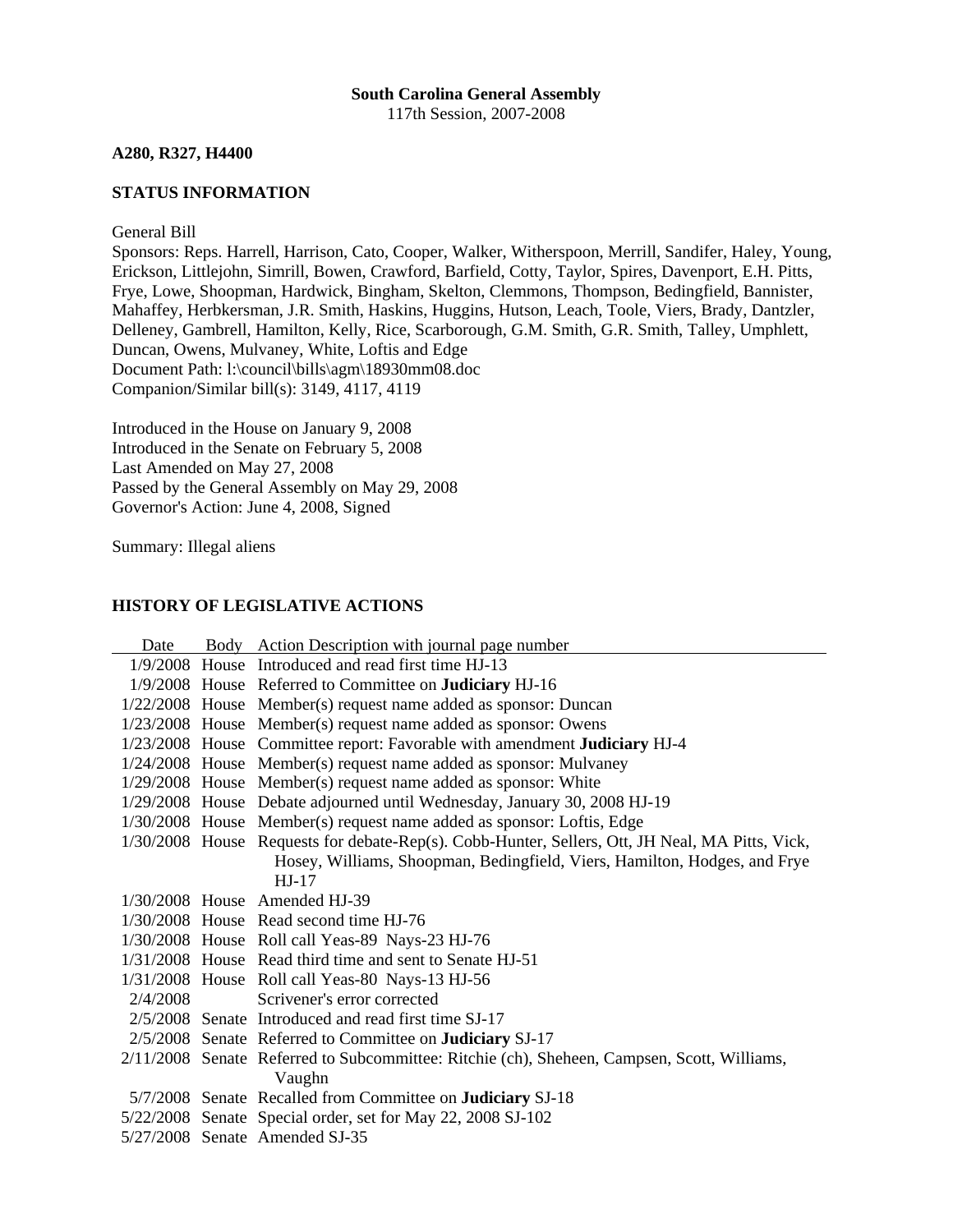**South Carolina General Assembly**
117th Session, 2007-2008

**A280, R327, H4400**

**STATUS INFORMATION**

General Bill
Sponsors: Reps. Harrell, Harrison, Cato, Cooper, Walker, Witherspoon, Merrill, Sandifer, Haley, Young, Erickson, Littlejohn, Simrill, Bowen, Crawford, Barfield, Cotty, Taylor, Spires, Davenport, E.H. Pitts, Frye, Lowe, Shoopman, Hardwick, Bingham, Skelton, Clemmons, Thompson, Bedingfield, Bannister, Mahaffey, Herbkersman, J.R. Smith, Haskins, Huggins, Hutson, Leach, Toole, Viers, Brady, Dantzler, Delleney, Gambrell, Hamilton, Kelly, Rice, Scarborough, G.M. Smith, G.R. Smith, Talley, Umphlett, Duncan, Owens, Mulvaney, White, Loftis and Edge
Document Path: l:\council\bills\agm\18930mm08.doc
Companion/Similar bill(s): 3149, 4117, 4119

Introduced in the House on January 9, 2008
Introduced in the Senate on February 5, 2008
Last Amended on May 27, 2008
Passed by the General Assembly on May 29, 2008
Governor's Action: June 4, 2008, Signed

Summary: Illegal aliens

**HISTORY OF LEGISLATIVE ACTIONS**

| Date | Body | Action Description with journal page number |
|---|---|---|
| 1/9/2008 | House | Introduced and read first time HJ-13 |
| 1/9/2008 | House | Referred to Committee on **Judiciary** HJ-16 |
| 1/22/2008 | House | Member(s) request name added as sponsor: Duncan |
| 1/23/2008 | House | Member(s) request name added as sponsor: Owens |
| 1/23/2008 | House | Committee report: Favorable with amendment **Judiciary** HJ-4 |
| 1/24/2008 | House | Member(s) request name added as sponsor: Mulvaney |
| 1/29/2008 | House | Member(s) request name added as sponsor: White |
| 1/29/2008 | House | Debate adjourned until Wednesday, January 30, 2008 HJ-19 |
| 1/30/2008 | House | Member(s) request name added as sponsor: Loftis, Edge |
| 1/30/2008 | House | Requests for debate-Rep(s). Cobb-Hunter, Sellers, Ott, JH Neal, MA Pitts, Vick, Hosey, Williams, Shoopman, Bedingfield, Viers, Hamilton, Hodges, and Frye HJ-17 |
| 1/30/2008 | House | Amended HJ-39 |
| 1/30/2008 | House | Read second time HJ-76 |
| 1/30/2008 | House | Roll call Yeas-89 Nays-23 HJ-76 |
| 1/31/2008 | House | Read third time and sent to Senate HJ-51 |
| 1/31/2008 | House | Roll call Yeas-80 Nays-13 HJ-56 |
| 2/4/2008 | | Scrivener's error corrected |
| 2/5/2008 | Senate | Introduced and read first time SJ-17 |
| 2/5/2008 | Senate | Referred to Committee on **Judiciary** SJ-17 |
| 2/11/2008 | Senate | Referred to Subcommittee: Ritchie (ch), Sheheen, Campsen, Scott, Williams, Vaughn |
| 5/7/2008 | Senate | Recalled from Committee on **Judiciary** SJ-18 |
| 5/22/2008 | Senate | Special order, set for May 22, 2008 SJ-102 |
| 5/27/2008 | Senate | Amended SJ-35 |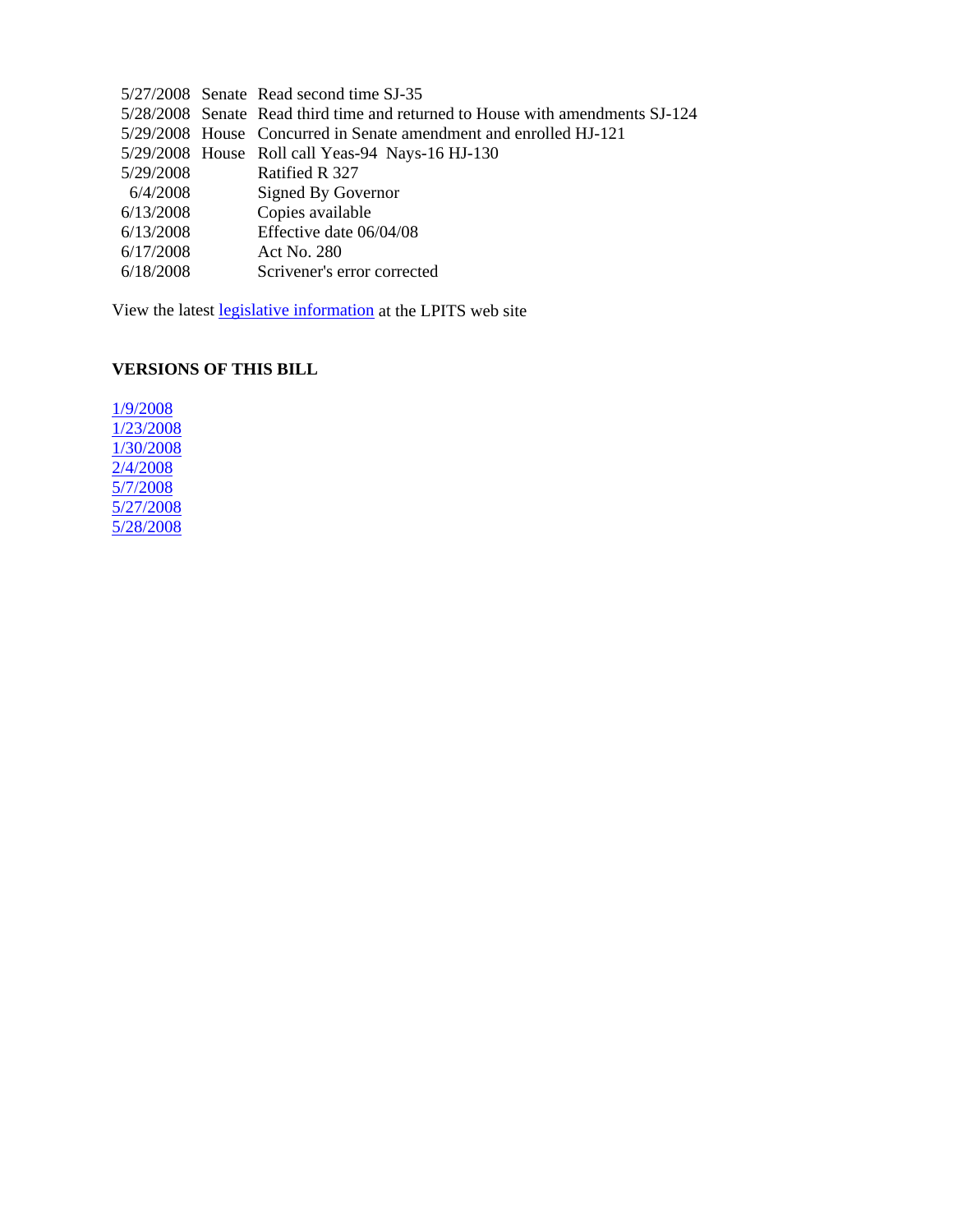| | | |
|---|---|---|
| 5/27/2008 | Senate | Read second time SJ-35 |
| 5/28/2008 | Senate | Read third time and returned to House with amendments SJ-124 |
| 5/29/2008 | House | Concurred in Senate amendment and enrolled HJ-121 |
| 5/29/2008 | House | Roll call Yeas-94 Nays-16 HJ-130 |
| 5/29/2008 | | Ratified R 327 |
| 6/4/2008 | | Signed By Governor |
| 6/13/2008 | | Copies available |
| 6/13/2008 | | Effective date 06/04/08 |
| 6/17/2008 | | Act No. 280 |
| 6/18/2008 | | Scrivener's error corrected |

View the latest legislative information at the LPITS web site

**VERSIONS OF THIS BILL**

1/9/2008
1/23/2008
1/30/2008
2/4/2008
5/7/2008
5/27/2008
5/28/2008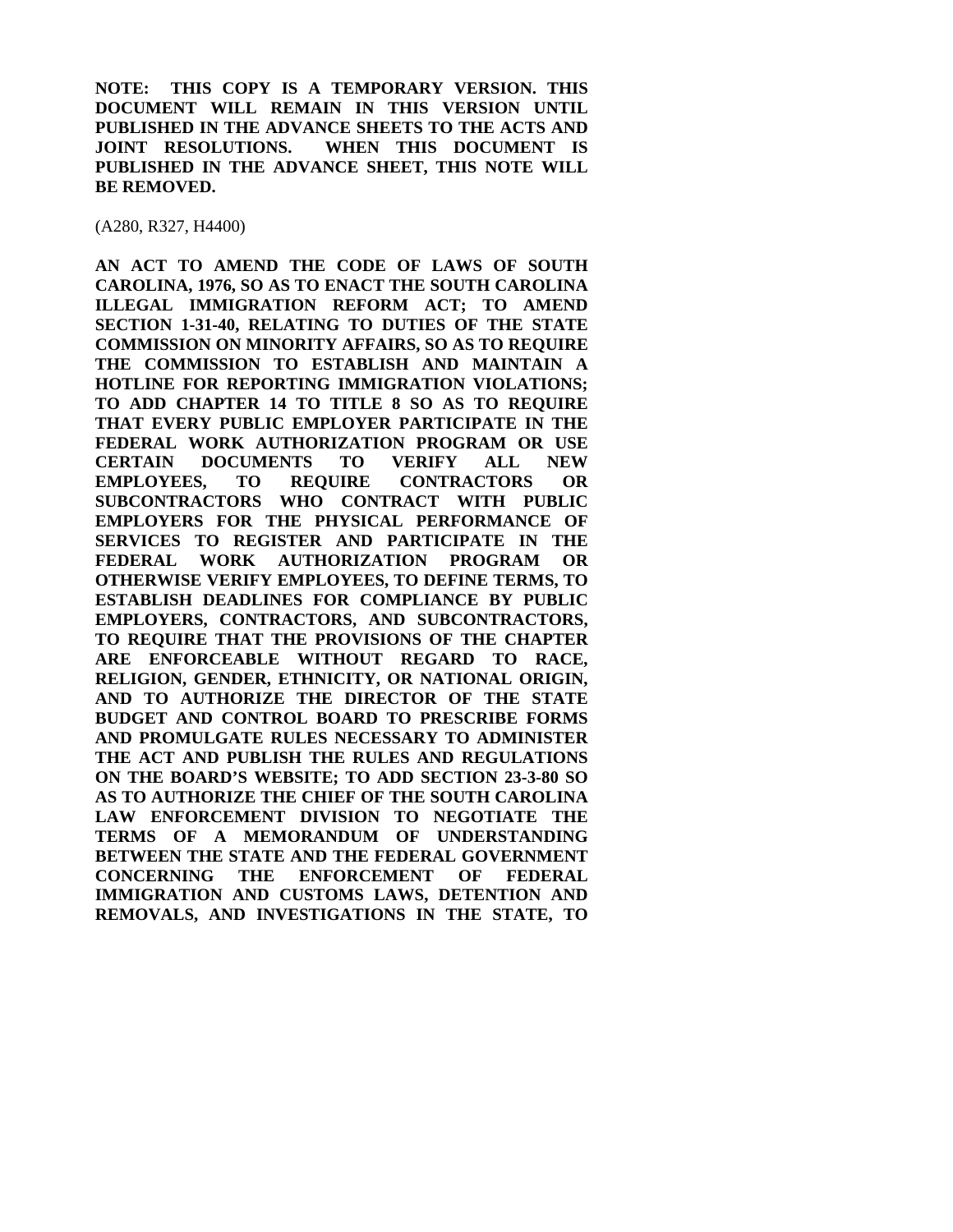**NOTE: THIS COPY IS A TEMPORARY VERSION. THIS DOCUMENT WILL REMAIN IN THIS VERSION UNTIL PUBLISHED IN THE ADVANCE SHEETS TO THE ACTS AND JOINT RESOLUTIONS. WHEN THIS DOCUMENT IS PUBLISHED IN THE ADVANCE SHEET, THIS NOTE WILL BE REMOVED.**

(A280, R327, H4400)

**AN ACT TO AMEND THE CODE OF LAWS OF SOUTH CAROLINA, 1976, SO AS TO ENACT THE SOUTH CAROLINA ILLEGAL IMMIGRATION REFORM ACT; TO AMEND SECTION 1-31-40, RELATING TO DUTIES OF THE STATE COMMISSION ON MINORITY AFFAIRS, SO AS TO REQUIRE THE COMMISSION TO ESTABLISH AND MAINTAIN A HOTLINE FOR REPORTING IMMIGRATION VIOLATIONS; TO ADD CHAPTER 14 TO TITLE 8 SO AS TO REQUIRE THAT EVERY PUBLIC EMPLOYER PARTICIPATE IN THE FEDERAL WORK AUTHORIZATION PROGRAM OR USE CERTAIN DOCUMENTS TO VERIFY ALL NEW EMPLOYEES, TO REQUIRE CONTRACTORS OR SUBCONTRACTORS WHO CONTRACT WITH PUBLIC EMPLOYERS FOR THE PHYSICAL PERFORMANCE OF SERVICES TO REGISTER AND PARTICIPATE IN THE FEDERAL WORK AUTHORIZATION PROGRAM OR OTHERWISE VERIFY EMPLOYEES, TO DEFINE TERMS, TO ESTABLISH DEADLINES FOR COMPLIANCE BY PUBLIC EMPLOYERS, CONTRACTORS, AND SUBCONTRACTORS, TO REQUIRE THAT THE PROVISIONS OF THE CHAPTER ARE ENFORCEABLE WITHOUT REGARD TO RACE, RELIGION, GENDER, ETHNICITY, OR NATIONAL ORIGIN, AND TO AUTHORIZE THE DIRECTOR OF THE STATE BUDGET AND CONTROL BOARD TO PRESCRIBE FORMS AND PROMULGATE RULES NECESSARY TO ADMINISTER THE ACT AND PUBLISH THE RULES AND REGULATIONS ON THE BOARD'S WEBSITE; TO ADD SECTION 23-3-80 SO AS TO AUTHORIZE THE CHIEF OF THE SOUTH CAROLINA LAW ENFORCEMENT DIVISION TO NEGOTIATE THE TERMS OF A MEMORANDUM OF UNDERSTANDING BETWEEN THE STATE AND THE FEDERAL GOVERNMENT CONCERNING THE ENFORCEMENT OF FEDERAL IMMIGRATION AND CUSTOMS LAWS, DETENTION AND REMOVALS, AND INVESTIGATIONS IN THE STATE, TO**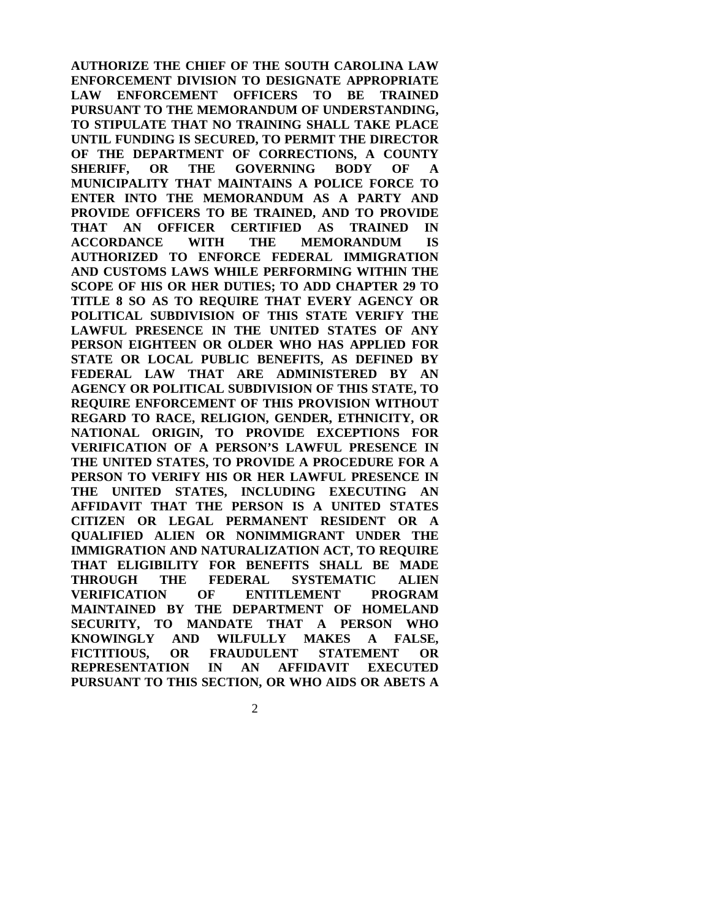**AUTHORIZE THE CHIEF OF THE SOUTH CAROLINA LAW ENFORCEMENT DIVISION TO DESIGNATE APPROPRIATE LAW ENFORCEMENT OFFICERS TO BE TRAINED PURSUANT TO THE MEMORANDUM OF UNDERSTANDING, TO STIPULATE THAT NO TRAINING SHALL TAKE PLACE UNTIL FUNDING IS SECURED, TO PERMIT THE DIRECTOR OF THE DEPARTMENT OF CORRECTIONS, A COUNTY SHERIFF, OR THE GOVERNING BODY OF A MUNICIPALITY THAT MAINTAINS A POLICE FORCE TO ENTER INTO THE MEMORANDUM AS A PARTY AND PROVIDE OFFICERS TO BE TRAINED, AND TO PROVIDE THAT AN OFFICER CERTIFIED AS TRAINED IN ACCORDANCE WITH THE MEMORANDUM IS AUTHORIZED TO ENFORCE FEDERAL IMMIGRATION AND CUSTOMS LAWS WHILE PERFORMING WITHIN THE SCOPE OF HIS OR HER DUTIES; TO ADD CHAPTER 29 TO TITLE 8 SO AS TO REQUIRE THAT EVERY AGENCY OR POLITICAL SUBDIVISION OF THIS STATE VERIFY THE LAWFUL PRESENCE IN THE UNITED STATES OF ANY PERSON EIGHTEEN OR OLDER WHO HAS APPLIED FOR STATE OR LOCAL PUBLIC BENEFITS, AS DEFINED BY FEDERAL LAW THAT ARE ADMINISTERED BY AN AGENCY OR POLITICAL SUBDIVISION OF THIS STATE, TO REQUIRE ENFORCEMENT OF THIS PROVISION WITHOUT REGARD TO RACE, RELIGION, GENDER, ETHNICITY, OR NATIONAL ORIGIN, TO PROVIDE EXCEPTIONS FOR VERIFICATION OF A PERSON'S LAWFUL PRESENCE IN THE UNITED STATES, TO PROVIDE A PROCEDURE FOR A PERSON TO VERIFY HIS OR HER LAWFUL PRESENCE IN THE UNITED STATES, INCLUDING EXECUTING AN AFFIDAVIT THAT THE PERSON IS A UNITED STATES CITIZEN OR LEGAL PERMANENT RESIDENT OR A QUALIFIED ALIEN OR NONIMMIGRANT UNDER THE IMMIGRATION AND NATURALIZATION ACT, TO REQUIRE THAT ELIGIBILITY FOR BENEFITS SHALL BE MADE THROUGH THE FEDERAL SYSTEMATIC ALIEN VERIFICATION OF ENTITLEMENT PROGRAM MAINTAINED BY THE DEPARTMENT OF HOMELAND SECURITY, TO MANDATE THAT A PERSON WHO KNOWINGLY AND WILFULLY MAKES A FALSE, FICTITIOUS, OR FRAUDULENT STATEMENT OR REPRESENTATION IN AN AFFIDAVIT EXECUTED PURSUANT TO THIS SECTION, OR WHO AIDS OR ABETS A**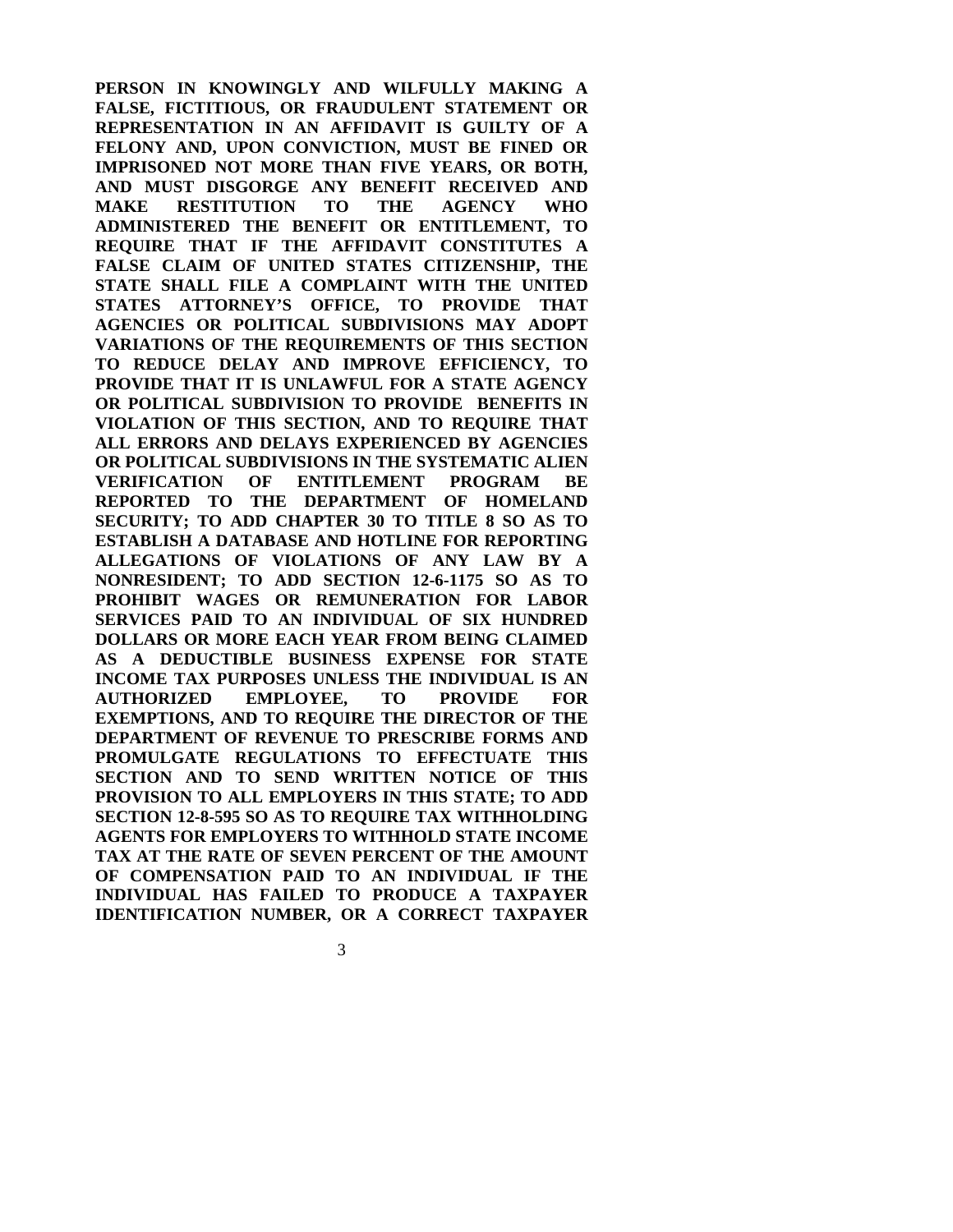**PERSON IN KNOWINGLY AND WILFULLY MAKING A FALSE, FICTITIOUS, OR FRAUDULENT STATEMENT OR REPRESENTATION IN AN AFFIDAVIT IS GUILTY OF A FELONY AND, UPON CONVICTION, MUST BE FINED OR IMPRISONED NOT MORE THAN FIVE YEARS, OR BOTH, AND MUST DISGORGE ANY BENEFIT RECEIVED AND MAKE RESTITUTION TO THE AGENCY WHO ADMINISTERED THE BENEFIT OR ENTITLEMENT, TO REQUIRE THAT IF THE AFFIDAVIT CONSTITUTES A FALSE CLAIM OF UNITED STATES CITIZENSHIP, THE STATE SHALL FILE A COMPLAINT WITH THE UNITED STATES ATTORNEY'S OFFICE, TO PROVIDE THAT AGENCIES OR POLITICAL SUBDIVISIONS MAY ADOPT VARIATIONS OF THE REQUIREMENTS OF THIS SECTION TO REDUCE DELAY AND IMPROVE EFFICIENCY, TO PROVIDE THAT IT IS UNLAWFUL FOR A STATE AGENCY OR POLITICAL SUBDIVISION TO PROVIDE BENEFITS IN VIOLATION OF THIS SECTION, AND TO REQUIRE THAT ALL ERRORS AND DELAYS EXPERIENCED BY AGENCIES OR POLITICAL SUBDIVISIONS IN THE SYSTEMATIC ALIEN VERIFICATION OF ENTITLEMENT PROGRAM BE REPORTED TO THE DEPARTMENT OF HOMELAND SECURITY; TO ADD CHAPTER 30 TO TITLE 8 SO AS TO ESTABLISH A DATABASE AND HOTLINE FOR REPORTING ALLEGATIONS OF VIOLATIONS OF ANY LAW BY A NONRESIDENT; TO ADD SECTION 12-6-1175 SO AS TO PROHIBIT WAGES OR REMUNERATION FOR LABOR SERVICES PAID TO AN INDIVIDUAL OF SIX HUNDRED DOLLARS OR MORE EACH YEAR FROM BEING CLAIMED AS A DEDUCTIBLE BUSINESS EXPENSE FOR STATE INCOME TAX PURPOSES UNLESS THE INDIVIDUAL IS AN AUTHORIZED EMPLOYEE, TO PROVIDE FOR EXEMPTIONS, AND TO REQUIRE THE DIRECTOR OF THE DEPARTMENT OF REVENUE TO PRESCRIBE FORMS AND PROMULGATE REGULATIONS TO EFFECTUATE THIS SECTION AND TO SEND WRITTEN NOTICE OF THIS PROVISION TO ALL EMPLOYERS IN THIS STATE; TO ADD SECTION 12-8-595 SO AS TO REQUIRE TAX WITHHOLDING AGENTS FOR EMPLOYERS TO WITHHOLD STATE INCOME TAX AT THE RATE OF SEVEN PERCENT OF THE AMOUNT OF COMPENSATION PAID TO AN INDIVIDUAL IF THE INDIVIDUAL HAS FAILED TO PRODUCE A TAXPAYER IDENTIFICATION NUMBER, OR A CORRECT TAXPAYER**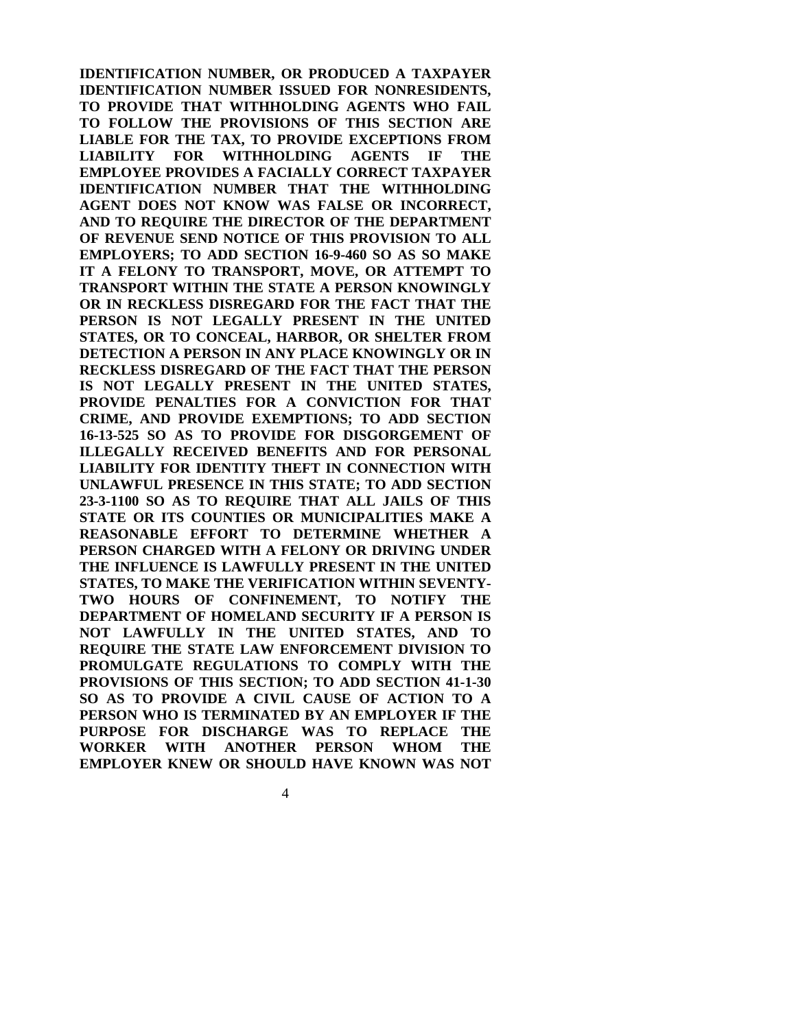**IDENTIFICATION NUMBER, OR PRODUCED A TAXPAYER IDENTIFICATION NUMBER ISSUED FOR NONRESIDENTS, TO PROVIDE THAT WITHHOLDING AGENTS WHO FAIL TO FOLLOW THE PROVISIONS OF THIS SECTION ARE LIABLE FOR THE TAX, TO PROVIDE EXCEPTIONS FROM LIABILITY FOR WITHHOLDING AGENTS IF THE EMPLOYEE PROVIDES A FACIALLY CORRECT TAXPAYER IDENTIFICATION NUMBER THAT THE WITHHOLDING AGENT DOES NOT KNOW WAS FALSE OR INCORRECT, AND TO REQUIRE THE DIRECTOR OF THE DEPARTMENT OF REVENUE SEND NOTICE OF THIS PROVISION TO ALL EMPLOYERS; TO ADD SECTION 16-9-460 SO AS SO MAKE IT A FELONY TO TRANSPORT, MOVE, OR ATTEMPT TO TRANSPORT WITHIN THE STATE A PERSON KNOWINGLY OR IN RECKLESS DISREGARD FOR THE FACT THAT THE PERSON IS NOT LEGALLY PRESENT IN THE UNITED STATES, OR TO CONCEAL, HARBOR, OR SHELTER FROM DETECTION A PERSON IN ANY PLACE KNOWINGLY OR IN RECKLESS DISREGARD OF THE FACT THAT THE PERSON IS NOT LEGALLY PRESENT IN THE UNITED STATES, PROVIDE PENALTIES FOR A CONVICTION FOR THAT CRIME, AND PROVIDE EXEMPTIONS; TO ADD SECTION 16-13-525 SO AS TO PROVIDE FOR DISGORGEMENT OF ILLEGALLY RECEIVED BENEFITS AND FOR PERSONAL LIABILITY FOR IDENTITY THEFT IN CONNECTION WITH UNLAWFUL PRESENCE IN THIS STATE; TO ADD SECTION 23-3-1100 SO AS TO REQUIRE THAT ALL JAILS OF THIS STATE OR ITS COUNTIES OR MUNICIPALITIES MAKE A REASONABLE EFFORT TO DETERMINE WHETHER A PERSON CHARGED WITH A FELONY OR DRIVING UNDER THE INFLUENCE IS LAWFULLY PRESENT IN THE UNITED STATES, TO MAKE THE VERIFICATION WITHIN SEVENTY-TWO HOURS OF CONFINEMENT, TO NOTIFY THE DEPARTMENT OF HOMELAND SECURITY IF A PERSON IS NOT LAWFULLY IN THE UNITED STATES, AND TO REQUIRE THE STATE LAW ENFORCEMENT DIVISION TO PROMULGATE REGULATIONS TO COMPLY WITH THE PROVISIONS OF THIS SECTION; TO ADD SECTION 41-1-30 SO AS TO PROVIDE A CIVIL CAUSE OF ACTION TO A PERSON WHO IS TERMINATED BY AN EMPLOYER IF THE PURPOSE FOR DISCHARGE WAS TO REPLACE THE WORKER WITH ANOTHER PERSON WHOM THE EMPLOYER KNEW OR SHOULD HAVE KNOWN WAS NOT**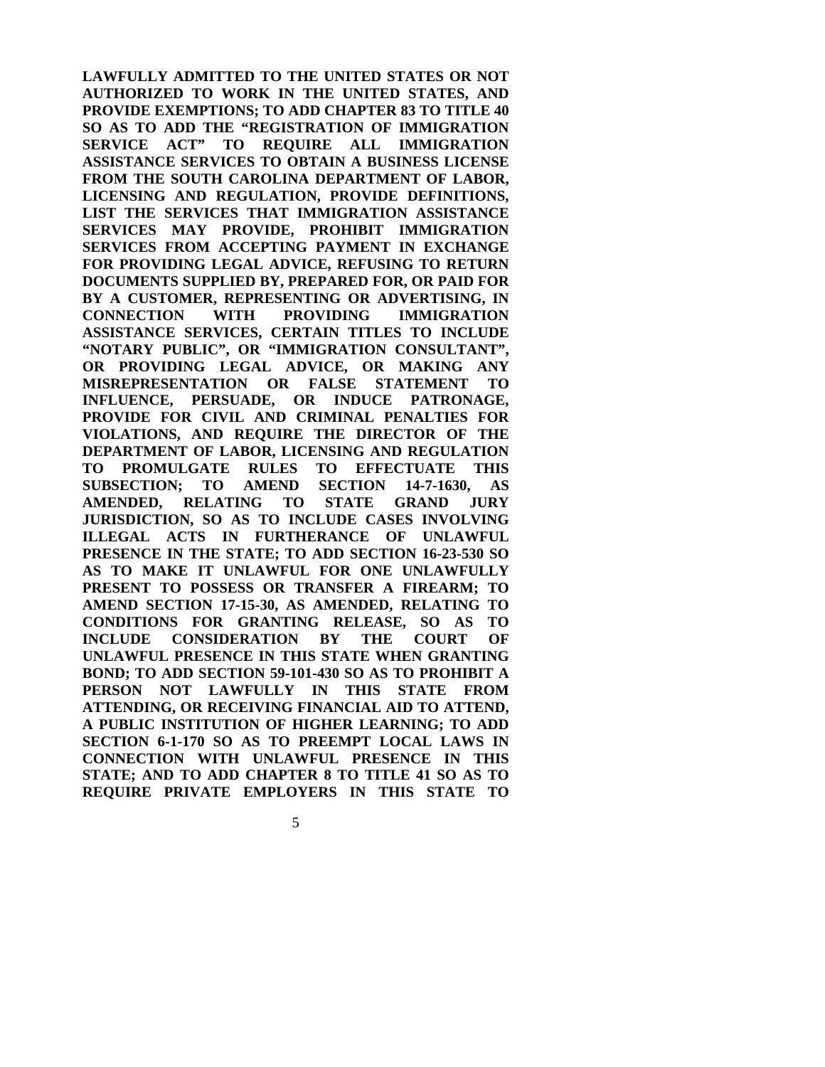**LAWFULLY ADMITTED TO THE UNITED STATES OR NOT AUTHORIZED TO WORK IN THE UNITED STATES, AND PROVIDE EXEMPTIONS; TO ADD CHAPTER 83 TO TITLE 40 SO AS TO ADD THE "REGISTRATION OF IMMIGRATION SERVICE ACT" TO REQUIRE ALL IMMIGRATION ASSISTANCE SERVICES TO OBTAIN A BUSINESS LICENSE FROM THE SOUTH CAROLINA DEPARTMENT OF LABOR, LICENSING AND REGULATION, PROVIDE DEFINITIONS, LIST THE SERVICES THAT IMMIGRATION ASSISTANCE SERVICES MAY PROVIDE, PROHIBIT IMMIGRATION SERVICES FROM ACCEPTING PAYMENT IN EXCHANGE FOR PROVIDING LEGAL ADVICE, REFUSING TO RETURN DOCUMENTS SUPPLIED BY, PREPARED FOR, OR PAID FOR BY A CUSTOMER, REPRESENTING OR ADVERTISING, IN CONNECTION WITH PROVIDING IMMIGRATION ASSISTANCE SERVICES, CERTAIN TITLES TO INCLUDE "NOTARY PUBLIC", OR "IMMIGRATION CONSULTANT", OR PROVIDING LEGAL ADVICE, OR MAKING ANY MISREPRESENTATION OR FALSE STATEMENT TO INFLUENCE, PERSUADE, OR INDUCE PATRONAGE, PROVIDE FOR CIVIL AND CRIMINAL PENALTIES FOR VIOLATIONS, AND REQUIRE THE DIRECTOR OF THE DEPARTMENT OF LABOR, LICENSING AND REGULATION TO PROMULGATE RULES TO EFFECTUATE THIS SUBSECTION; TO AMEND SECTION 14-7-1630, AS AMENDED, RELATING TO STATE GRAND JURY JURISDICTION, SO AS TO INCLUDE CASES INVOLVING ILLEGAL ACTS IN FURTHERANCE OF UNLAWFUL PRESENCE IN THE STATE; TO ADD SECTION 16-23-530 SO AS TO MAKE IT UNLAWFUL FOR ONE UNLAWFULLY PRESENT TO POSSESS OR TRANSFER A FIREARM; TO AMEND SECTION 17-15-30, AS AMENDED, RELATING TO CONDITIONS FOR GRANTING RELEASE, SO AS TO INCLUDE CONSIDERATION BY THE COURT OF UNLAWFUL PRESENCE IN THIS STATE WHEN GRANTING BOND; TO ADD SECTION 59-101-430 SO AS TO PROHIBIT A PERSON NOT LAWFULLY IN THIS STATE FROM ATTENDING, OR RECEIVING FINANCIAL AID TO ATTEND, A PUBLIC INSTITUTION OF HIGHER LEARNING; TO ADD SECTION 6-1-170 SO AS TO PREEMPT LOCAL LAWS IN CONNECTION WITH UNLAWFUL PRESENCE IN THIS STATE; AND TO ADD CHAPTER 8 TO TITLE 41 SO AS TO REQUIRE PRIVATE EMPLOYERS IN THIS STATE TO**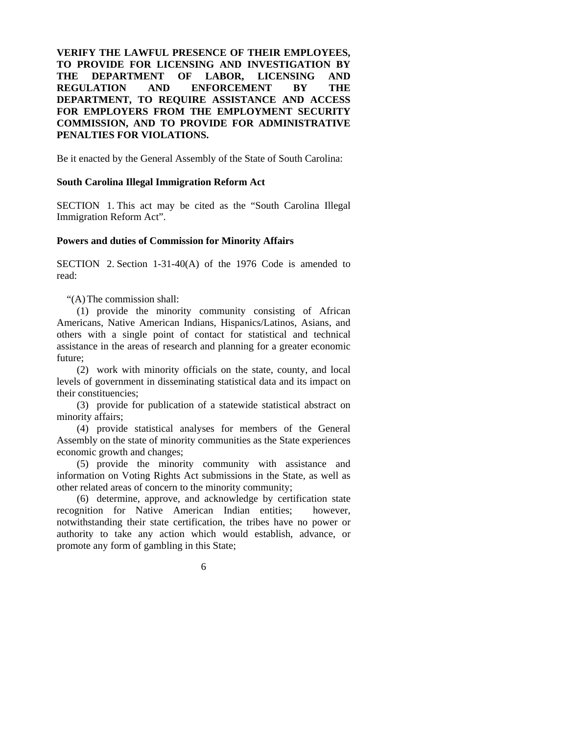**VERIFY THE LAWFUL PRESENCE OF THEIR EMPLOYEES, TO PROVIDE FOR LICENSING AND INVESTIGATION BY THE DEPARTMENT OF LABOR, LICENSING AND REGULATION AND ENFORCEMENT BY THE DEPARTMENT, TO REQUIRE ASSISTANCE AND ACCESS FOR EMPLOYERS FROM THE EMPLOYMENT SECURITY COMMISSION, AND TO PROVIDE FOR ADMINISTRATIVE PENALTIES FOR VIOLATIONS.**

Be it enacted by the General Assembly of the State of South Carolina:

**South Carolina Illegal Immigration Reform Act**

SECTION 1. This act may be cited as the "South Carolina Illegal Immigration Reform Act".

**Powers and duties of Commission for Minority Affairs**

SECTION 2. Section 1-31-40(A) of the 1976 Code is amended to read:

"(A) The commission shall:

(1) provide the minority community consisting of African Americans, Native American Indians, Hispanics/Latinos, Asians, and others with a single point of contact for statistical and technical assistance in the areas of research and planning for a greater economic future;

(2) work with minority officials on the state, county, and local levels of government in disseminating statistical data and its impact on their constituencies;

(3) provide for publication of a statewide statistical abstract on minority affairs;

(4) provide statistical analyses for members of the General Assembly on the state of minority communities as the State experiences economic growth and changes;

(5) provide the minority community with assistance and information on Voting Rights Act submissions in the State, as well as other related areas of concern to the minority community;

(6) determine, approve, and acknowledge by certification state recognition for Native American Indian entities; however, notwithstanding their state certification, the tribes have no power or authority to take any action which would establish, advance, or promote any form of gambling in this State;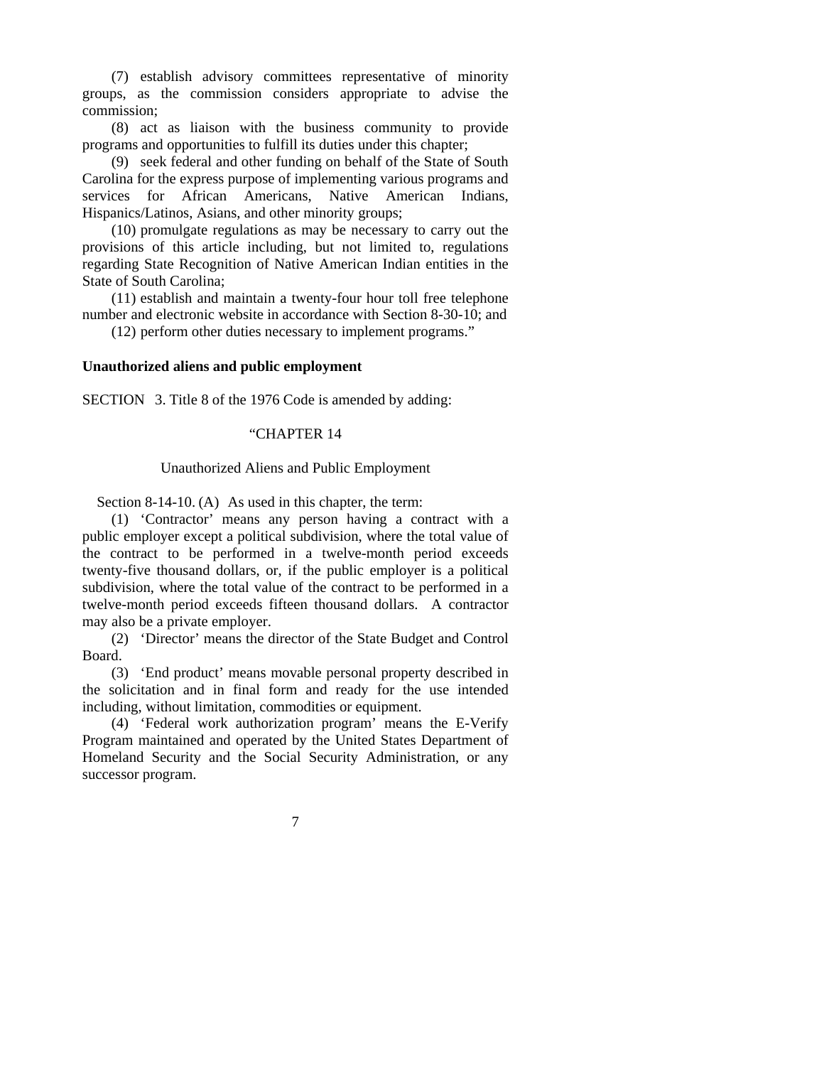(7) establish advisory committees representative of minority groups, as the commission considers appropriate to advise the commission;

(8) act as liaison with the business community to provide programs and opportunities to fulfill its duties under this chapter;

(9) seek federal and other funding on behalf of the State of South Carolina for the express purpose of implementing various programs and services for African Americans, Native American Indians, Hispanics/Latinos, Asians, and other minority groups;

(10) promulgate regulations as may be necessary to carry out the provisions of this article including, but not limited to, regulations regarding State Recognition of Native American Indian entities in the State of South Carolina;

(11) establish and maintain a twenty-four hour toll free telephone number and electronic website in accordance with Section 8-30-10; and

(12) perform other duties necessary to implement programs."

**Unauthorized aliens and public employment**

SECTION 3. Title 8 of the 1976 Code is amended by adding:

"CHAPTER 14

Unauthorized Aliens and Public Employment

Section 8-14-10. (A) As used in this chapter, the term:

(1) 'Contractor' means any person having a contract with a public employer except a political subdivision, where the total value of the contract to be performed in a twelve-month period exceeds twenty-five thousand dollars, or, if the public employer is a political subdivision, where the total value of the contract to be performed in a twelve-month period exceeds fifteen thousand dollars. A contractor may also be a private employer.

(2) 'Director' means the director of the State Budget and Control Board.

(3) 'End product' means movable personal property described in the solicitation and in final form and ready for the use intended including, without limitation, commodities or equipment.

(4) 'Federal work authorization program' means the E-Verify Program maintained and operated by the United States Department of Homeland Security and the Social Security Administration, or any successor program.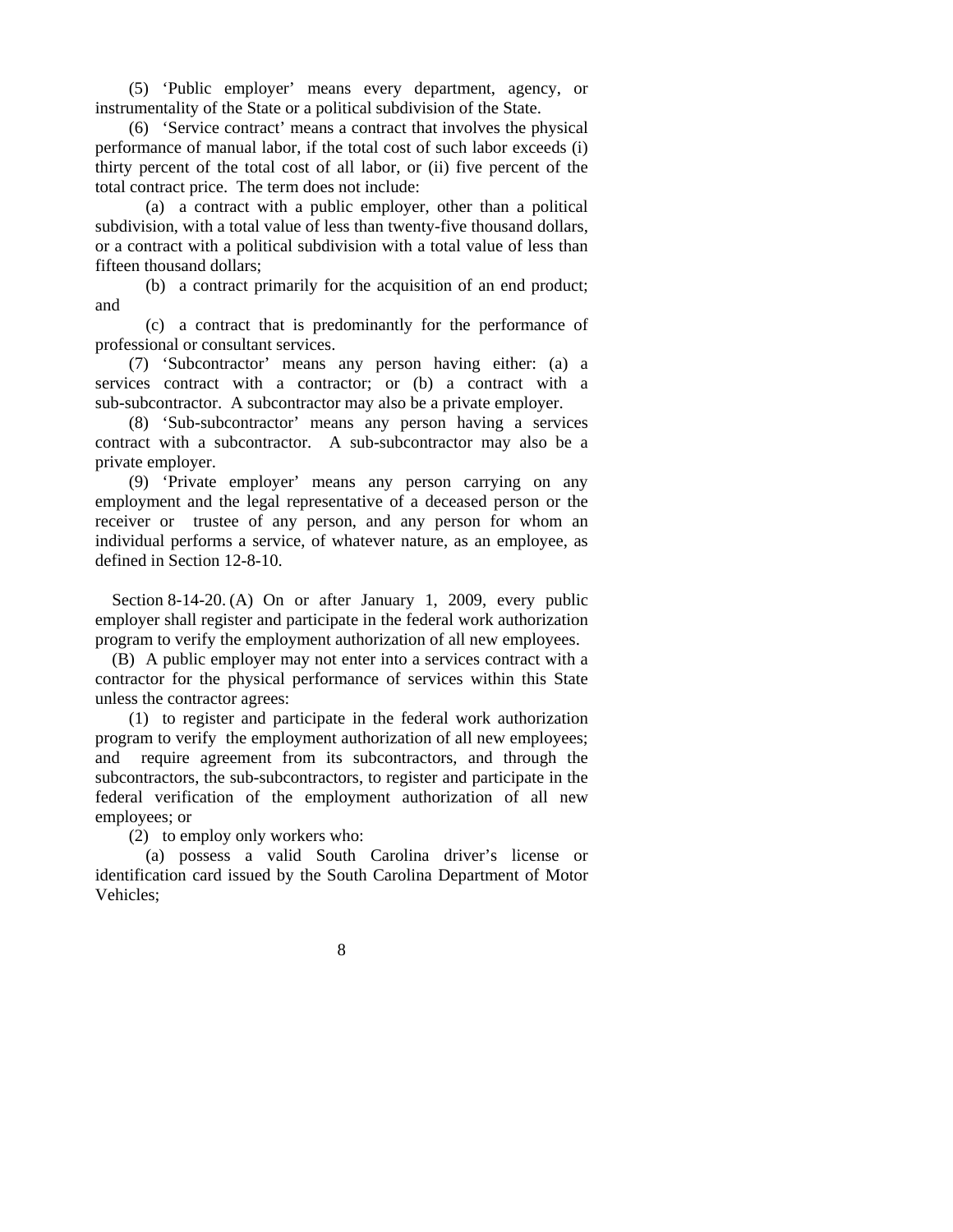(5) 'Public employer' means every department, agency, or instrumentality of the State or a political subdivision of the State.

(6) 'Service contract' means a contract that involves the physical performance of manual labor, if the total cost of such labor exceeds (i) thirty percent of the total cost of all labor, or (ii) five percent of the total contract price. The term does not include:

(a) a contract with a public employer, other than a political subdivision, with a total value of less than twenty-five thousand dollars, or a contract with a political subdivision with a total value of less than fifteen thousand dollars;

(b) a contract primarily for the acquisition of an end product; and

(c) a contract that is predominantly for the performance of professional or consultant services.

(7) 'Subcontractor' means any person having either: (a) a services contract with a contractor; or (b) a contract with a sub-subcontractor. A subcontractor may also be a private employer.

(8) 'Sub-subcontractor' means any person having a services contract with a subcontractor. A sub-subcontractor may also be a private employer.

(9) 'Private employer' means any person carrying on any employment and the legal representative of a deceased person or the receiver or trustee of any person, and any person for whom an individual performs a service, of whatever nature, as an employee, as defined in Section 12-8-10.

Section 8-14-20. (A) On or after January 1, 2009, every public employer shall register and participate in the federal work authorization program to verify the employment authorization of all new employees.

(B) A public employer may not enter into a services contract with a contractor for the physical performance of services within this State unless the contractor agrees:

(1) to register and participate in the federal work authorization program to verify the employment authorization of all new employees; and require agreement from its subcontractors, and through the subcontractors, the sub-subcontractors, to register and participate in the federal verification of the employment authorization of all new employees; or

(2) to employ only workers who:

(a) possess a valid South Carolina driver's license or identification card issued by the South Carolina Department of Motor Vehicles;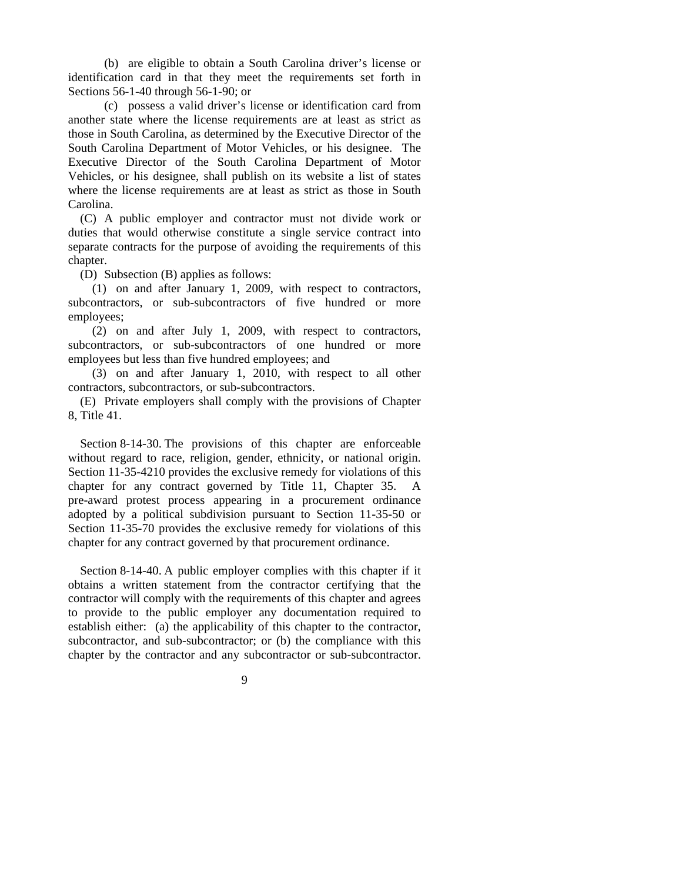(b) are eligible to obtain a South Carolina driver's license or identification card in that they meet the requirements set forth in Sections 56-1-40 through 56-1-90; or

(c) possess a valid driver's license or identification card from another state where the license requirements are at least as strict as those in South Carolina, as determined by the Executive Director of the South Carolina Department of Motor Vehicles, or his designee. The Executive Director of the South Carolina Department of Motor Vehicles, or his designee, shall publish on its website a list of states where the license requirements are at least as strict as those in South Carolina.

(C) A public employer and contractor must not divide work or duties that would otherwise constitute a single service contract into separate contracts for the purpose of avoiding the requirements of this chapter.

(D) Subsection (B) applies as follows:

(1) on and after January 1, 2009, with respect to contractors, subcontractors, or sub-subcontractors of five hundred or more employees;

(2) on and after July 1, 2009, with respect to contractors, subcontractors, or sub-subcontractors of one hundred or more employees but less than five hundred employees; and

(3) on and after January 1, 2010, with respect to all other contractors, subcontractors, or sub-subcontractors.

(E) Private employers shall comply with the provisions of Chapter 8, Title 41.

Section 8-14-30. The provisions of this chapter are enforceable without regard to race, religion, gender, ethnicity, or national origin. Section 11-35-4210 provides the exclusive remedy for violations of this chapter for any contract governed by Title 11, Chapter 35. A pre-award protest process appearing in a procurement ordinance adopted by a political subdivision pursuant to Section 11-35-50 or Section 11-35-70 provides the exclusive remedy for violations of this chapter for any contract governed by that procurement ordinance.

Section 8-14-40. A public employer complies with this chapter if it obtains a written statement from the contractor certifying that the contractor will comply with the requirements of this chapter and agrees to provide to the public employer any documentation required to establish either: (a) the applicability of this chapter to the contractor, subcontractor, and sub-subcontractor; or (b) the compliance with this chapter by the contractor and any subcontractor or sub-subcontractor.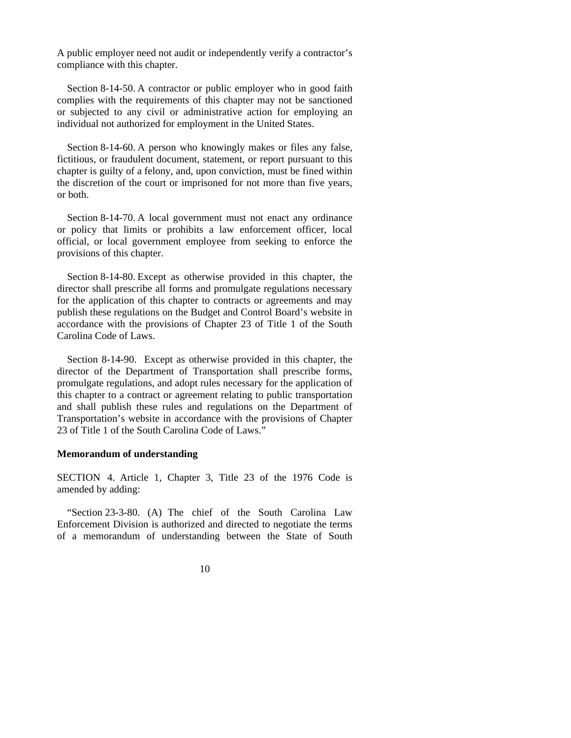A public employer need not audit or independently verify a contractor's compliance with this chapter.

Section 8-14-50. A contractor or public employer who in good faith complies with the requirements of this chapter may not be sanctioned or subjected to any civil or administrative action for employing an individual not authorized for employment in the United States.

Section 8-14-60. A person who knowingly makes or files any false, fictitious, or fraudulent document, statement, or report pursuant to this chapter is guilty of a felony, and, upon conviction, must be fined within the discretion of the court or imprisoned for not more than five years, or both.

Section 8-14-70. A local government must not enact any ordinance or policy that limits or prohibits a law enforcement officer, local official, or local government employee from seeking to enforce the provisions of this chapter.

Section 8-14-80. Except as otherwise provided in this chapter, the director shall prescribe all forms and promulgate regulations necessary for the application of this chapter to contracts or agreements and may publish these regulations on the Budget and Control Board's website in accordance with the provisions of Chapter 23 of Title 1 of the South Carolina Code of Laws.

Section 8-14-90. Except as otherwise provided in this chapter, the director of the Department of Transportation shall prescribe forms, promulgate regulations, and adopt rules necessary for the application of this chapter to a contract or agreement relating to public transportation and shall publish these rules and regulations on the Department of Transportation's website in accordance with the provisions of Chapter 23 of Title 1 of the South Carolina Code of Laws."

**Memorandum of understanding**

SECTION 4. Article 1, Chapter 3, Title 23 of the 1976 Code is amended by adding:

"Section 23-3-80. (A) The chief of the South Carolina Law Enforcement Division is authorized and directed to negotiate the terms of a memorandum of understanding between the State of South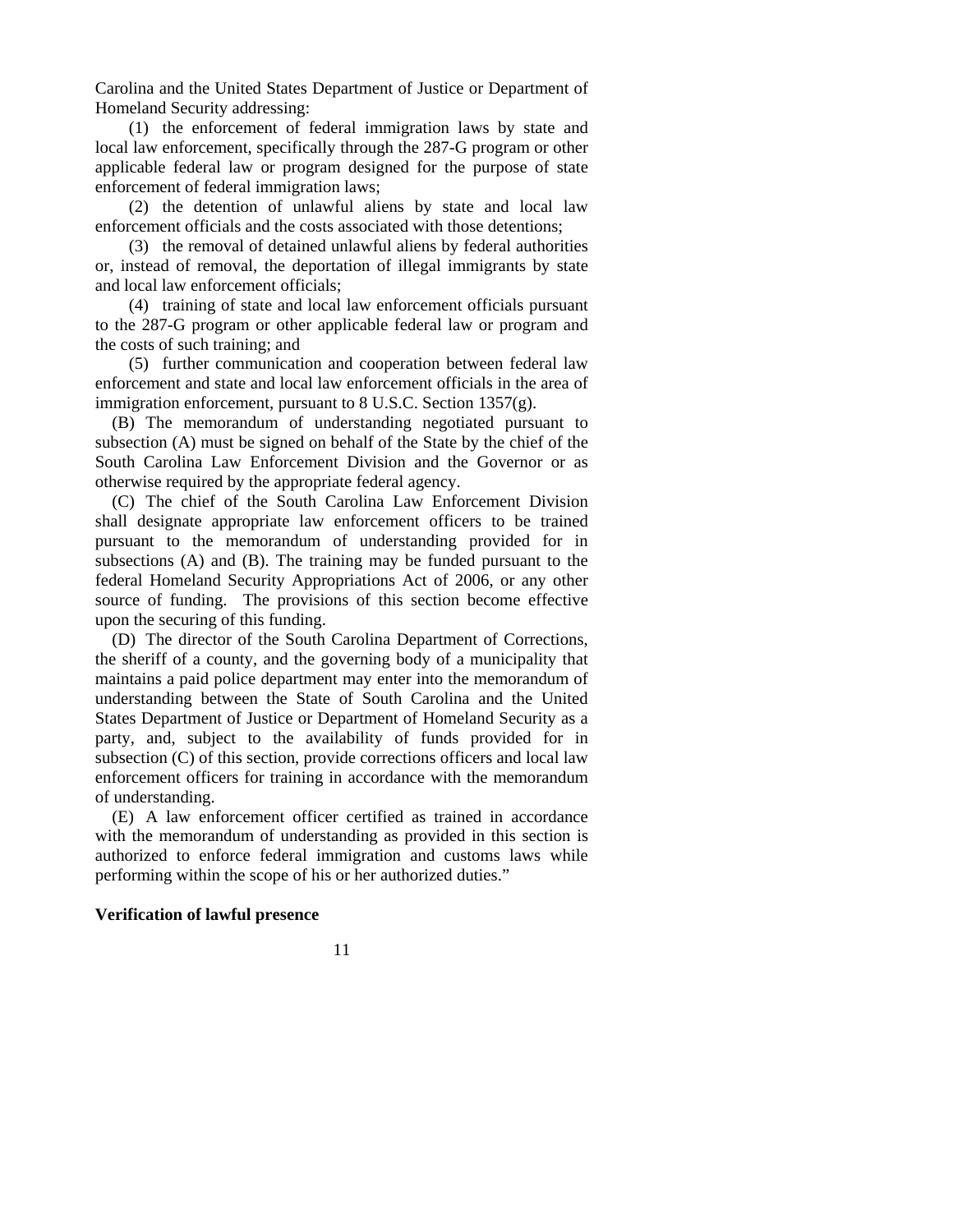Carolina and the United States Department of Justice or Department of Homeland Security addressing:

(1) the enforcement of federal immigration laws by state and local law enforcement, specifically through the 287-G program or other applicable federal law or program designed for the purpose of state enforcement of federal immigration laws;

(2) the detention of unlawful aliens by state and local law enforcement officials and the costs associated with those detentions;

(3) the removal of detained unlawful aliens by federal authorities or, instead of removal, the deportation of illegal immigrants by state and local law enforcement officials;

(4) training of state and local law enforcement officials pursuant to the 287-G program or other applicable federal law or program and the costs of such training; and

(5) further communication and cooperation between federal law enforcement and state and local law enforcement officials in the area of immigration enforcement, pursuant to 8 U.S.C. Section 1357(g).

(B) The memorandum of understanding negotiated pursuant to subsection (A) must be signed on behalf of the State by the chief of the South Carolina Law Enforcement Division and the Governor or as otherwise required by the appropriate federal agency.

(C) The chief of the South Carolina Law Enforcement Division shall designate appropriate law enforcement officers to be trained pursuant to the memorandum of understanding provided for in subsections (A) and (B). The training may be funded pursuant to the federal Homeland Security Appropriations Act of 2006, or any other source of funding. The provisions of this section become effective upon the securing of this funding.

(D) The director of the South Carolina Department of Corrections, the sheriff of a county, and the governing body of a municipality that maintains a paid police department may enter into the memorandum of understanding between the State of South Carolina and the United States Department of Justice or Department of Homeland Security as a party, and, subject to the availability of funds provided for in subsection (C) of this section, provide corrections officers and local law enforcement officers for training in accordance with the memorandum of understanding.

(E) A law enforcement officer certified as trained in accordance with the memorandum of understanding as provided in this section is authorized to enforce federal immigration and customs laws while performing within the scope of his or her authorized duties."

**Verification of lawful presence**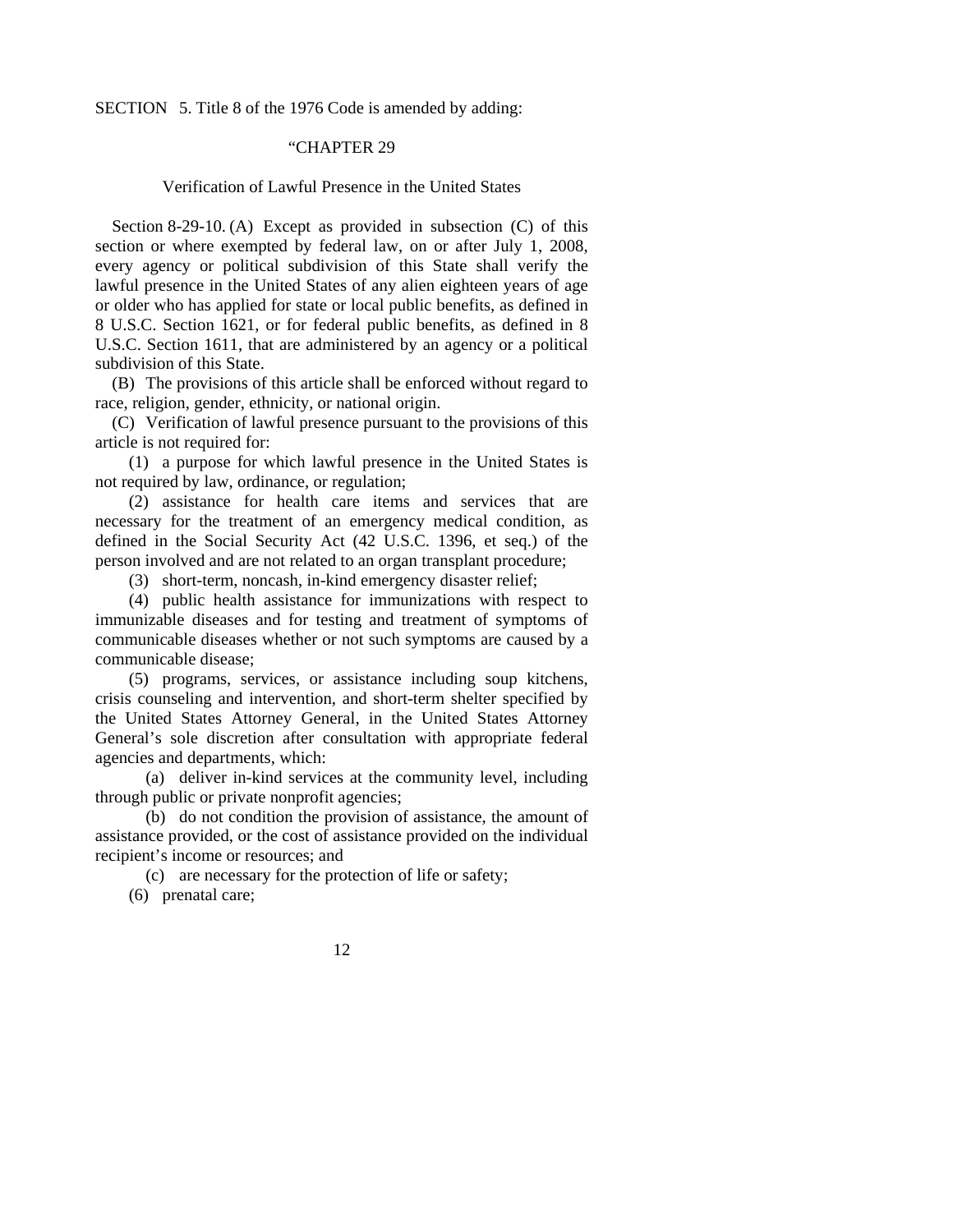SECTION 5. Title 8 of the 1976 Code is amended by adding:

"CHAPTER 29

Verification of Lawful Presence in the United States

Section 8-29-10. (A) Except as provided in subsection (C) of this section or where exempted by federal law, on or after July 1, 2008, every agency or political subdivision of this State shall verify the lawful presence in the United States of any alien eighteen years of age or older who has applied for state or local public benefits, as defined in 8 U.S.C. Section 1621, or for federal public benefits, as defined in 8 U.S.C. Section 1611, that are administered by an agency or a political subdivision of this State.

(B) The provisions of this article shall be enforced without regard to race, religion, gender, ethnicity, or national origin.

(C) Verification of lawful presence pursuant to the provisions of this article is not required for:

(1) a purpose for which lawful presence in the United States is not required by law, ordinance, or regulation;

(2) assistance for health care items and services that are necessary for the treatment of an emergency medical condition, as defined in the Social Security Act (42 U.S.C. 1396, et seq.) of the person involved and are not related to an organ transplant procedure;

(3) short-term, noncash, in-kind emergency disaster relief;

(4) public health assistance for immunizations with respect to immunizable diseases and for testing and treatment of symptoms of communicable diseases whether or not such symptoms are caused by a communicable disease;

(5) programs, services, or assistance including soup kitchens, crisis counseling and intervention, and short-term shelter specified by the United States Attorney General, in the United States Attorney General's sole discretion after consultation with appropriate federal agencies and departments, which:

(a) deliver in-kind services at the community level, including through public or private nonprofit agencies;

(b) do not condition the provision of assistance, the amount of assistance provided, or the cost of assistance provided on the individual recipient's income or resources; and

(c) are necessary for the protection of life or safety;

(6) prenatal care;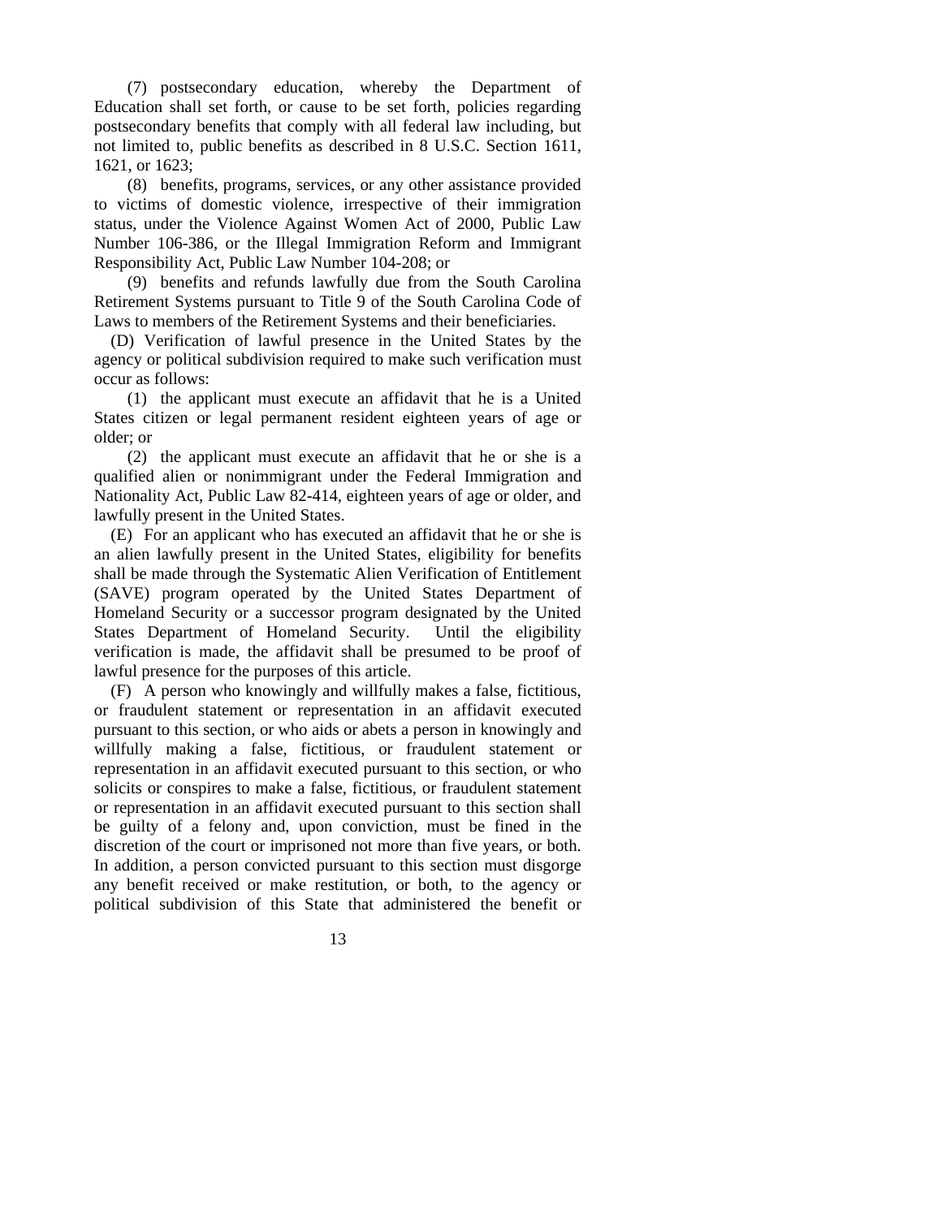(7) postsecondary education, whereby the Department of Education shall set forth, or cause to be set forth, policies regarding postsecondary benefits that comply with all federal law including, but not limited to, public benefits as described in 8 U.S.C. Section 1611, 1621, or 1623;

(8) benefits, programs, services, or any other assistance provided to victims of domestic violence, irrespective of their immigration status, under the Violence Against Women Act of 2000, Public Law Number 106-386, or the Illegal Immigration Reform and Immigrant Responsibility Act, Public Law Number 104-208; or

(9) benefits and refunds lawfully due from the South Carolina Retirement Systems pursuant to Title 9 of the South Carolina Code of Laws to members of the Retirement Systems and their beneficiaries.

(D) Verification of lawful presence in the United States by the agency or political subdivision required to make such verification must occur as follows:

(1) the applicant must execute an affidavit that he is a United States citizen or legal permanent resident eighteen years of age or older; or

(2) the applicant must execute an affidavit that he or she is a qualified alien or nonimmigrant under the Federal Immigration and Nationality Act, Public Law 82-414, eighteen years of age or older, and lawfully present in the United States.

(E) For an applicant who has executed an affidavit that he or she is an alien lawfully present in the United States, eligibility for benefits shall be made through the Systematic Alien Verification of Entitlement (SAVE) program operated by the United States Department of Homeland Security or a successor program designated by the United States Department of Homeland Security. Until the eligibility verification is made, the affidavit shall be presumed to be proof of lawful presence for the purposes of this article.

(F) A person who knowingly and willfully makes a false, fictitious, or fraudulent statement or representation in an affidavit executed pursuant to this section, or who aids or abets a person in knowingly and willfully making a false, fictitious, or fraudulent statement or representation in an affidavit executed pursuant to this section, or who solicits or conspires to make a false, fictitious, or fraudulent statement or representation in an affidavit executed pursuant to this section shall be guilty of a felony and, upon conviction, must be fined in the discretion of the court or imprisoned not more than five years, or both. In addition, a person convicted pursuant to this section must disgorge any benefit received or make restitution, or both, to the agency or political subdivision of this State that administered the benefit or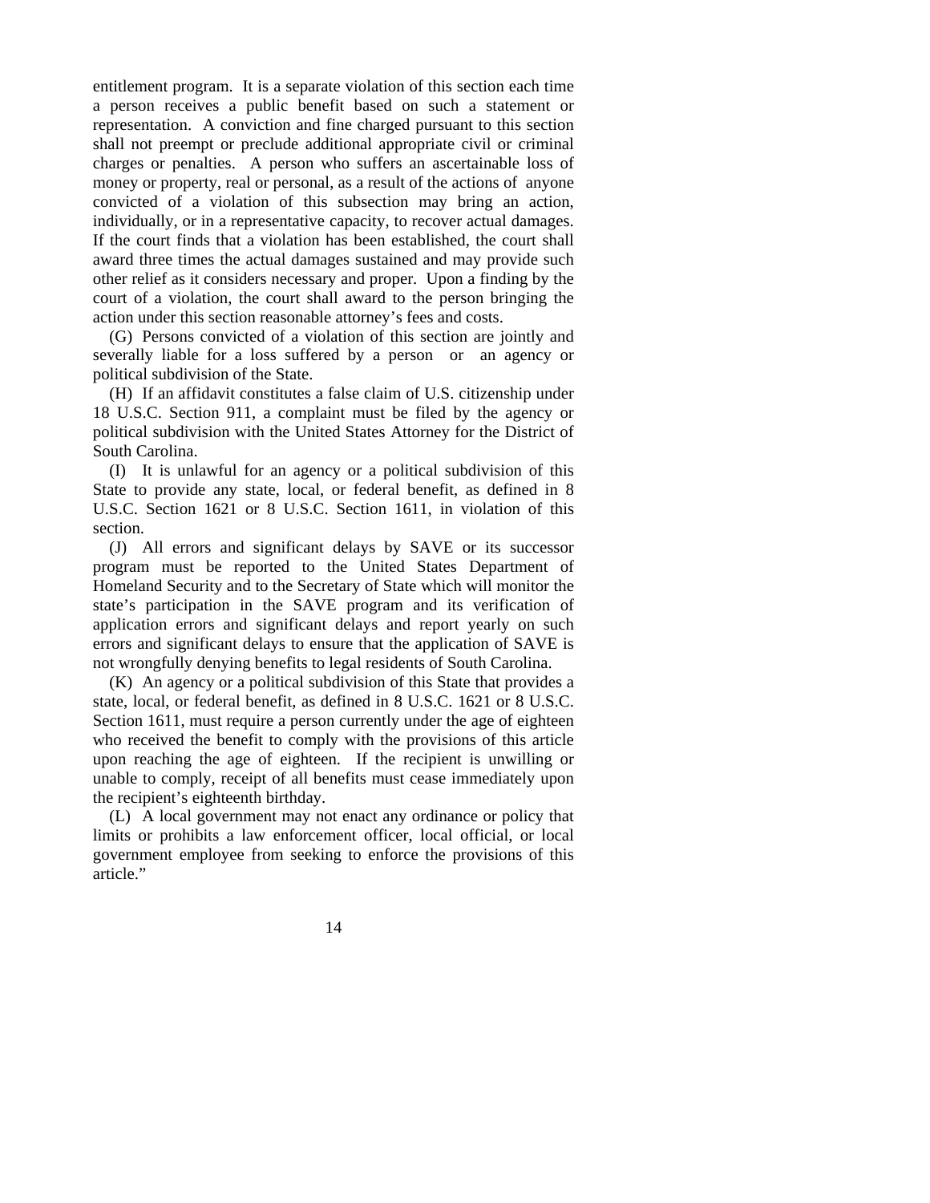entitlement program. It is a separate violation of this section each time a person receives a public benefit based on such a statement or representation. A conviction and fine charged pursuant to this section shall not preempt or preclude additional appropriate civil or criminal charges or penalties. A person who suffers an ascertainable loss of money or property, real or personal, as a result of the actions of anyone convicted of a violation of this subsection may bring an action, individually, or in a representative capacity, to recover actual damages. If the court finds that a violation has been established, the court shall award three times the actual damages sustained and may provide such other relief as it considers necessary and proper. Upon a finding by the court of a violation, the court shall award to the person bringing the action under this section reasonable attorney's fees and costs.

(G) Persons convicted of a violation of this section are jointly and severally liable for a loss suffered by a person or an agency or political subdivision of the State.

(H) If an affidavit constitutes a false claim of U.S. citizenship under 18 U.S.C. Section 911, a complaint must be filed by the agency or political subdivision with the United States Attorney for the District of South Carolina.

(I) It is unlawful for an agency or a political subdivision of this State to provide any state, local, or federal benefit, as defined in 8 U.S.C. Section 1621 or 8 U.S.C. Section 1611, in violation of this section.

(J) All errors and significant delays by SAVE or its successor program must be reported to the United States Department of Homeland Security and to the Secretary of State which will monitor the state's participation in the SAVE program and its verification of application errors and significant delays and report yearly on such errors and significant delays to ensure that the application of SAVE is not wrongfully denying benefits to legal residents of South Carolina.

(K) An agency or a political subdivision of this State that provides a state, local, or federal benefit, as defined in 8 U.S.C. 1621 or 8 U.S.C. Section 1611, must require a person currently under the age of eighteen who received the benefit to comply with the provisions of this article upon reaching the age of eighteen. If the recipient is unwilling or unable to comply, receipt of all benefits must cease immediately upon the recipient's eighteenth birthday.

(L) A local government may not enact any ordinance or policy that limits or prohibits a law enforcement officer, local official, or local government employee from seeking to enforce the provisions of this article."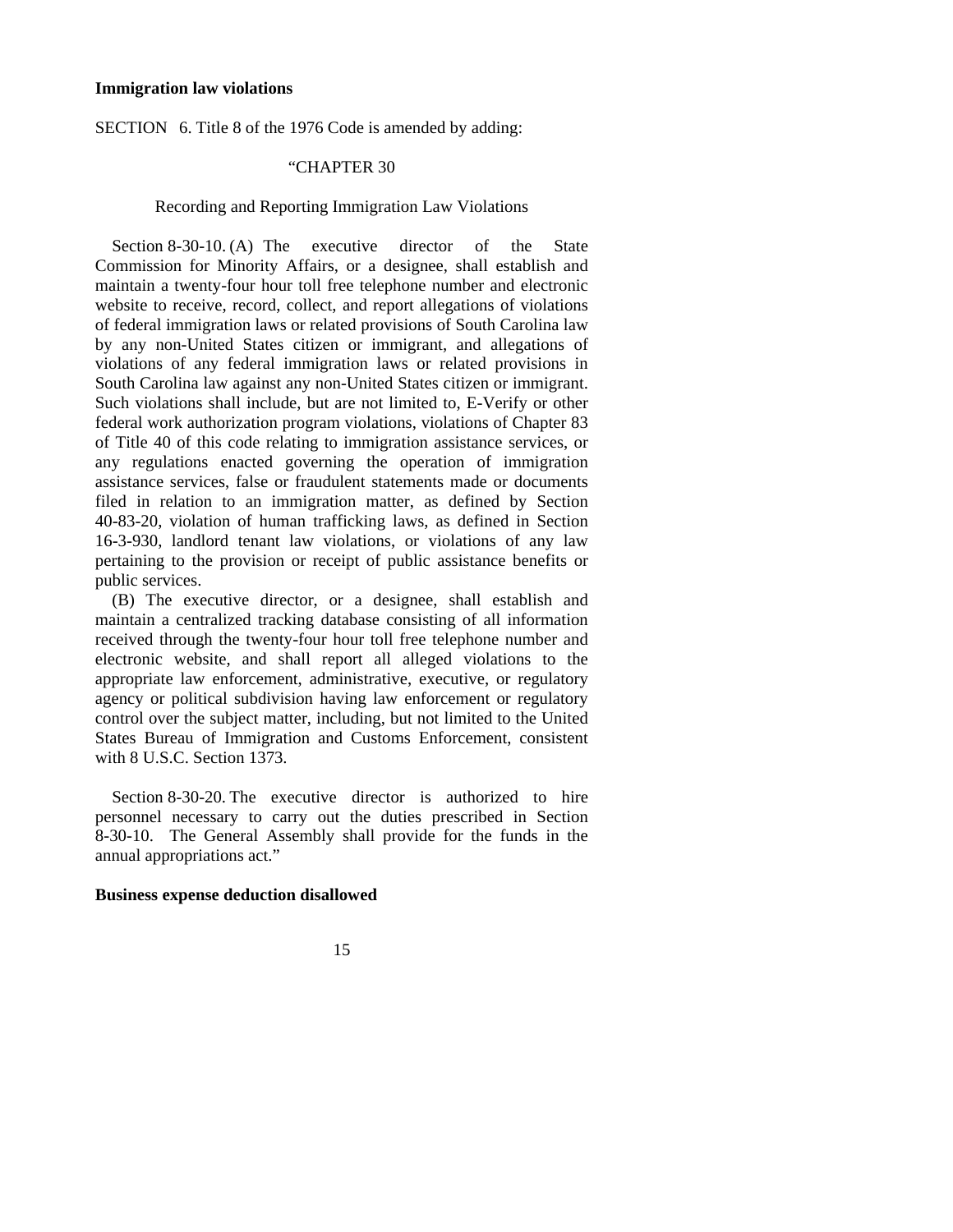**Immigration law violations**

SECTION 6. Title 8 of the 1976 Code is amended by adding:

"CHAPTER 30

Recording and Reporting Immigration Law Violations

Section 8-30-10. (A) The executive director of the State Commission for Minority Affairs, or a designee, shall establish and maintain a twenty-four hour toll free telephone number and electronic website to receive, record, collect, and report allegations of violations of federal immigration laws or related provisions of South Carolina law by any non-United States citizen or immigrant, and allegations of violations of any federal immigration laws or related provisions in South Carolina law against any non-United States citizen or immigrant. Such violations shall include, but are not limited to, E-Verify or other federal work authorization program violations, violations of Chapter 83 of Title 40 of this code relating to immigration assistance services, or any regulations enacted governing the operation of immigration assistance services, false or fraudulent statements made or documents filed in relation to an immigration matter, as defined by Section 40-83-20, violation of human trafficking laws, as defined in Section 16-3-930, landlord tenant law violations, or violations of any law pertaining to the provision or receipt of public assistance benefits or public services.

(B) The executive director, or a designee, shall establish and maintain a centralized tracking database consisting of all information received through the twenty-four hour toll free telephone number and electronic website, and shall report all alleged violations to the appropriate law enforcement, administrative, executive, or regulatory agency or political subdivision having law enforcement or regulatory control over the subject matter, including, but not limited to the United States Bureau of Immigration and Customs Enforcement, consistent with 8 U.S.C. Section 1373.

Section 8-30-20. The executive director is authorized to hire personnel necessary to carry out the duties prescribed in Section 8-30-10. The General Assembly shall provide for the funds in the annual appropriations act."

**Business expense deduction disallowed**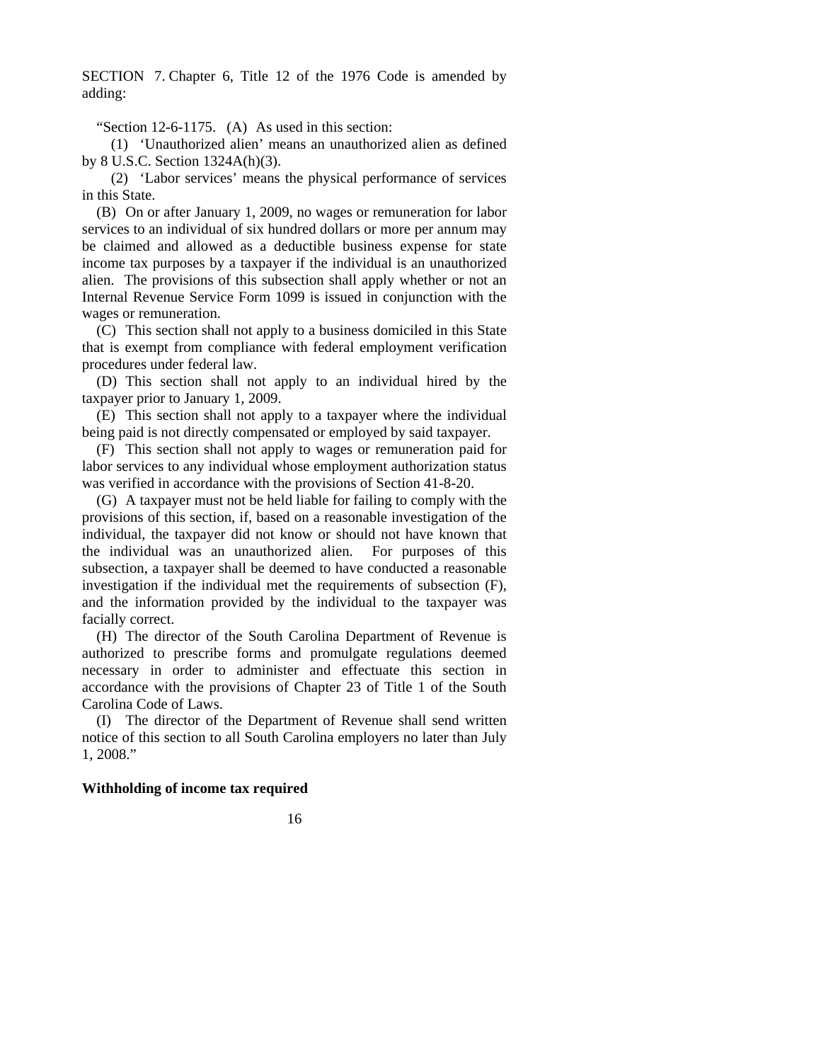SECTION 7. Chapter 6, Title 12 of the 1976 Code is amended by adding:

"Section 12-6-1175. (A) As used in this section:

(1) 'Unauthorized alien' means an unauthorized alien as defined by 8 U.S.C. Section 1324A(h)(3).

(2) 'Labor services' means the physical performance of services in this State.

(B) On or after January 1, 2009, no wages or remuneration for labor services to an individual of six hundred dollars or more per annum may be claimed and allowed as a deductible business expense for state income tax purposes by a taxpayer if the individual is an unauthorized alien. The provisions of this subsection shall apply whether or not an Internal Revenue Service Form 1099 is issued in conjunction with the wages or remuneration.

(C) This section shall not apply to a business domiciled in this State that is exempt from compliance with federal employment verification procedures under federal law.

(D) This section shall not apply to an individual hired by the taxpayer prior to January 1, 2009.

(E) This section shall not apply to a taxpayer where the individual being paid is not directly compensated or employed by said taxpayer.

(F) This section shall not apply to wages or remuneration paid for labor services to any individual whose employment authorization status was verified in accordance with the provisions of Section 41-8-20.

(G) A taxpayer must not be held liable for failing to comply with the provisions of this section, if, based on a reasonable investigation of the individual, the taxpayer did not know or should not have known that the individual was an unauthorized alien. For purposes of this subsection, a taxpayer shall be deemed to have conducted a reasonable investigation if the individual met the requirements of subsection (F), and the information provided by the individual to the taxpayer was facially correct.

(H) The director of the South Carolina Department of Revenue is authorized to prescribe forms and promulgate regulations deemed necessary in order to administer and effectuate this section in accordance with the provisions of Chapter 23 of Title 1 of the South Carolina Code of Laws.

(I) The director of the Department of Revenue shall send written notice of this section to all South Carolina employers no later than July 1, 2008."

**Withholding of income tax required**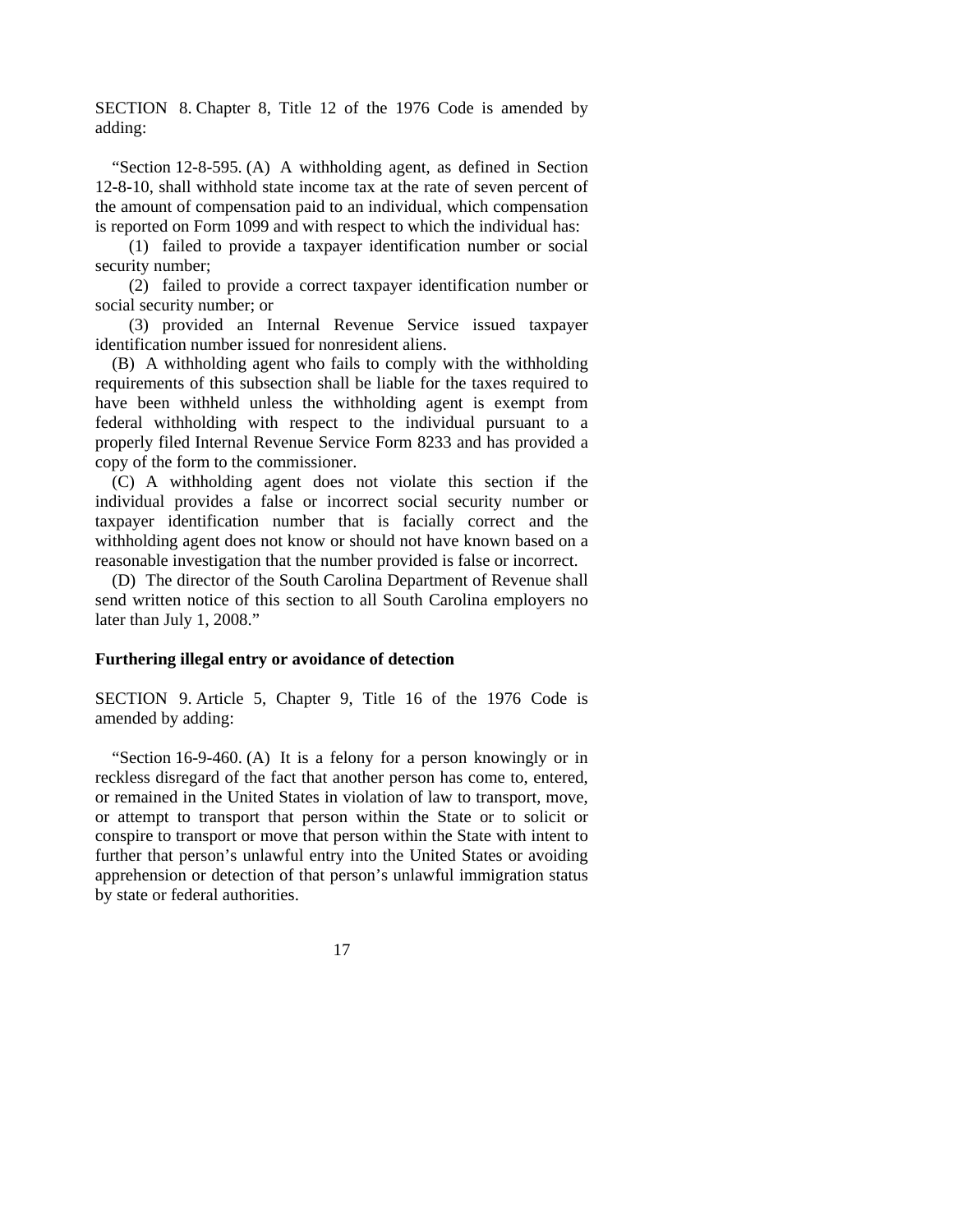SECTION 8. Chapter 8, Title 12 of the 1976 Code is amended by adding:

"Section 12-8-595. (A) A withholding agent, as defined in Section 12-8-10, shall withhold state income tax at the rate of seven percent of the amount of compensation paid to an individual, which compensation is reported on Form 1099 and with respect to which the individual has:

(1) failed to provide a taxpayer identification number or social security number;

(2) failed to provide a correct taxpayer identification number or social security number; or

(3) provided an Internal Revenue Service issued taxpayer identification number issued for nonresident aliens.

(B) A withholding agent who fails to comply with the withholding requirements of this subsection shall be liable for the taxes required to have been withheld unless the withholding agent is exempt from federal withholding with respect to the individual pursuant to a properly filed Internal Revenue Service Form 8233 and has provided a copy of the form to the commissioner.

(C) A withholding agent does not violate this section if the individual provides a false or incorrect social security number or taxpayer identification number that is facially correct and the withholding agent does not know or should not have known based on a reasonable investigation that the number provided is false or incorrect.

(D) The director of the South Carolina Department of Revenue shall send written notice of this section to all South Carolina employers no later than July 1, 2008."

**Furthering illegal entry or avoidance of detection**

SECTION 9. Article 5, Chapter 9, Title 16 of the 1976 Code is amended by adding:

"Section 16-9-460. (A) It is a felony for a person knowingly or in reckless disregard of the fact that another person has come to, entered, or remained in the United States in violation of law to transport, move, or attempt to transport that person within the State or to solicit or conspire to transport or move that person within the State with intent to further that person's unlawful entry into the United States or avoiding apprehension or detection of that person's unlawful immigration status by state or federal authorities.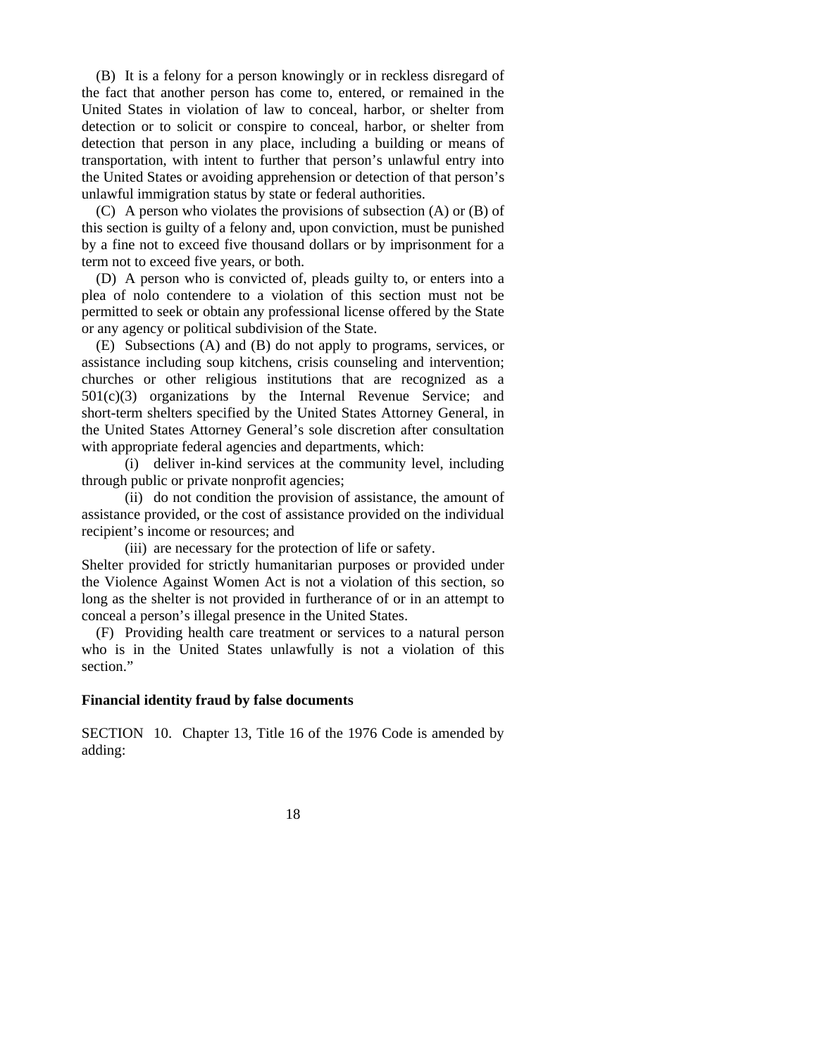(B) It is a felony for a person knowingly or in reckless disregard of the fact that another person has come to, entered, or remained in the United States in violation of law to conceal, harbor, or shelter from detection or to solicit or conspire to conceal, harbor, or shelter from detection that person in any place, including a building or means of transportation, with intent to further that person's unlawful entry into the United States or avoiding apprehension or detection of that person's unlawful immigration status by state or federal authorities.

(C) A person who violates the provisions of subsection (A) or (B) of this section is guilty of a felony and, upon conviction, must be punished by a fine not to exceed five thousand dollars or by imprisonment for a term not to exceed five years, or both.

(D) A person who is convicted of, pleads guilty to, or enters into a plea of nolo contendere to a violation of this section must not be permitted to seek or obtain any professional license offered by the State or any agency or political subdivision of the State.

(E) Subsections (A) and (B) do not apply to programs, services, or assistance including soup kitchens, crisis counseling and intervention; churches or other religious institutions that are recognized as a 501(c)(3) organizations by the Internal Revenue Service; and short-term shelters specified by the United States Attorney General, in the United States Attorney General's sole discretion after consultation with appropriate federal agencies and departments, which:

(i) deliver in-kind services at the community level, including through public or private nonprofit agencies;

(ii) do not condition the provision of assistance, the amount of assistance provided, or the cost of assistance provided on the individual recipient's income or resources; and

(iii) are necessary for the protection of life or safety.

Shelter provided for strictly humanitarian purposes or provided under the Violence Against Women Act is not a violation of this section, so long as the shelter is not provided in furtherance of or in an attempt to conceal a person's illegal presence in the United States.

(F) Providing health care treatment or services to a natural person who is in the United States unlawfully is not a violation of this section."

**Financial identity fraud by false documents**

SECTION 10. Chapter 13, Title 16 of the 1976 Code is amended by adding: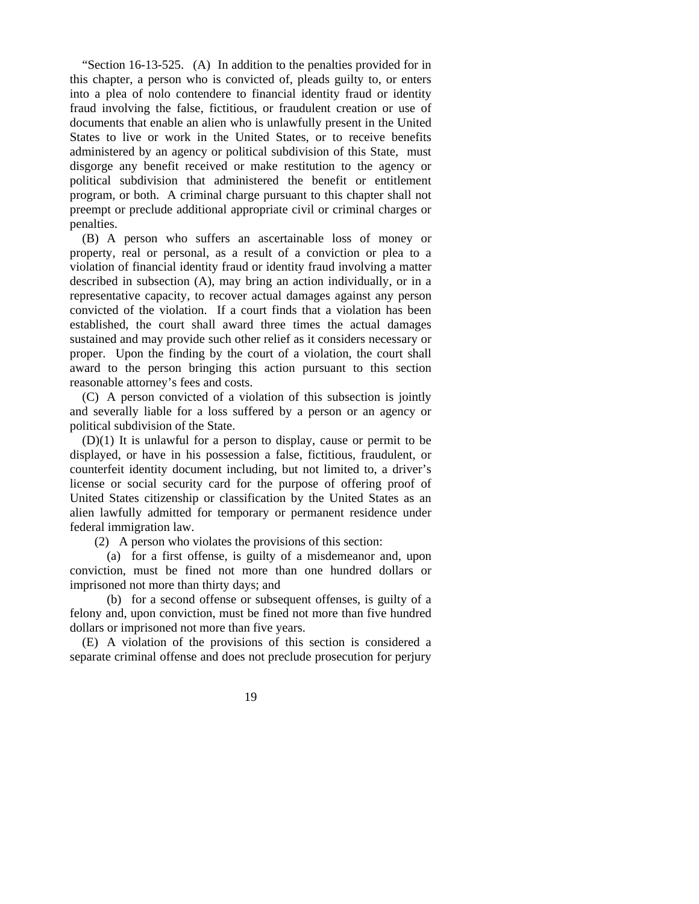"Section 16-13-525. (A) In addition to the penalties provided for in this chapter, a person who is convicted of, pleads guilty to, or enters into a plea of nolo contendere to financial identity fraud or identity fraud involving the false, fictitious, or fraudulent creation or use of documents that enable an alien who is unlawfully present in the United States to live or work in the United States, or to receive benefits administered by an agency or political subdivision of this State, must disgorge any benefit received or make restitution to the agency or political subdivision that administered the benefit or entitlement program, or both. A criminal charge pursuant to this chapter shall not preempt or preclude additional appropriate civil or criminal charges or penalties.

(B) A person who suffers an ascertainable loss of money or property, real or personal, as a result of a conviction or plea to a violation of financial identity fraud or identity fraud involving a matter described in subsection (A), may bring an action individually, or in a representative capacity, to recover actual damages against any person convicted of the violation. If a court finds that a violation has been established, the court shall award three times the actual damages sustained and may provide such other relief as it considers necessary or proper. Upon the finding by the court of a violation, the court shall award to the person bringing this action pursuant to this section reasonable attorney's fees and costs.

(C) A person convicted of a violation of this subsection is jointly and severally liable for a loss suffered by a person or an agency or political subdivision of the State.

(D)(1) It is unlawful for a person to display, cause or permit to be displayed, or have in his possession a false, fictitious, fraudulent, or counterfeit identity document including, but not limited to, a driver's license or social security card for the purpose of offering proof of United States citizenship or classification by the United States as an alien lawfully admitted for temporary or permanent residence under federal immigration law.

(2) A person who violates the provisions of this section:

(a) for a first offense, is guilty of a misdemeanor and, upon conviction, must be fined not more than one hundred dollars or imprisoned not more than thirty days; and

(b) for a second offense or subsequent offenses, is guilty of a felony and, upon conviction, must be fined not more than five hundred dollars or imprisoned not more than five years.

(E) A violation of the provisions of this section is considered a separate criminal offense and does not preclude prosecution for perjury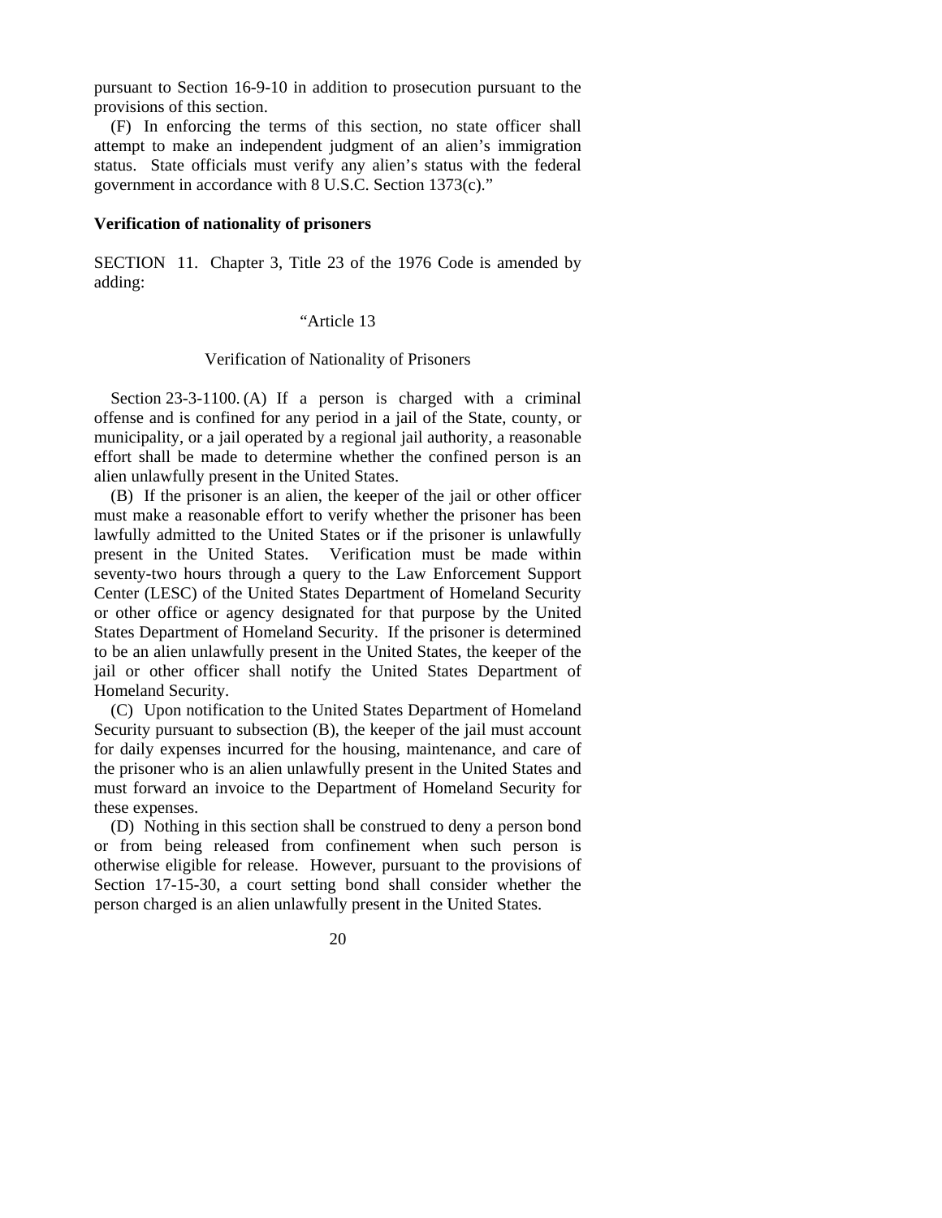pursuant to Section 16-9-10 in addition to prosecution pursuant to the provisions of this section.

(F) In enforcing the terms of this section, no state officer shall attempt to make an independent judgment of an alien's immigration status. State officials must verify any alien's status with the federal government in accordance with 8 U.S.C. Section 1373(c)."

**Verification of nationality of prisoners**

SECTION 11. Chapter 3, Title 23 of the 1976 Code is amended by adding:

"Article 13

Verification of Nationality of Prisoners

Section 23-3-1100. (A) If a person is charged with a criminal offense and is confined for any period in a jail of the State, county, or municipality, or a jail operated by a regional jail authority, a reasonable effort shall be made to determine whether the confined person is an alien unlawfully present in the United States.

(B) If the prisoner is an alien, the keeper of the jail or other officer must make a reasonable effort to verify whether the prisoner has been lawfully admitted to the United States or if the prisoner is unlawfully present in the United States. Verification must be made within seventy-two hours through a query to the Law Enforcement Support Center (LESC) of the United States Department of Homeland Security or other office or agency designated for that purpose by the United States Department of Homeland Security. If the prisoner is determined to be an alien unlawfully present in the United States, the keeper of the jail or other officer shall notify the United States Department of Homeland Security.

(C) Upon notification to the United States Department of Homeland Security pursuant to subsection (B), the keeper of the jail must account for daily expenses incurred for the housing, maintenance, and care of the prisoner who is an alien unlawfully present in the United States and must forward an invoice to the Department of Homeland Security for these expenses.

(D) Nothing in this section shall be construed to deny a person bond or from being released from confinement when such person is otherwise eligible for release. However, pursuant to the provisions of Section 17-15-30, a court setting bond shall consider whether the person charged is an alien unlawfully present in the United States.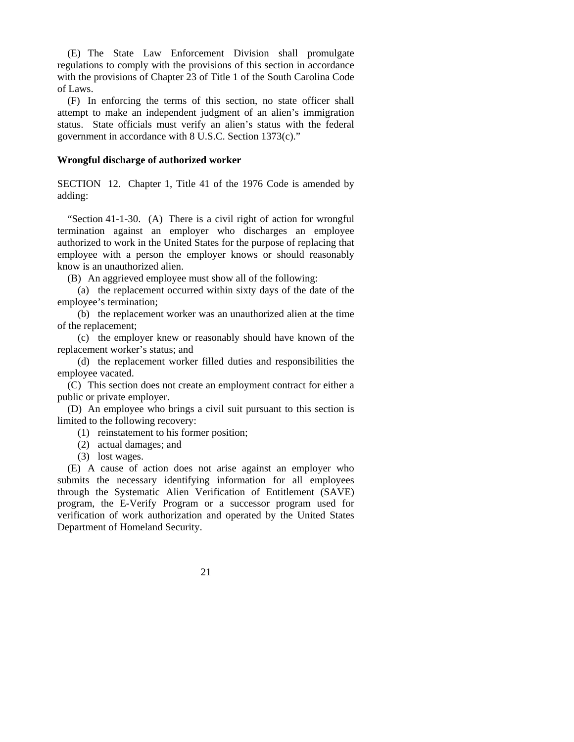(E) The State Law Enforcement Division shall promulgate regulations to comply with the provisions of this section in accordance with the provisions of Chapter 23 of Title 1 of the South Carolina Code of Laws.

(F) In enforcing the terms of this section, no state officer shall attempt to make an independent judgment of an alien's immigration status. State officials must verify an alien's status with the federal government in accordance with 8 U.S.C. Section 1373(c)."

**Wrongful discharge of authorized worker**

SECTION 12. Chapter 1, Title 41 of the 1976 Code is amended by adding:

"Section 41-1-30. (A) There is a civil right of action for wrongful termination against an employer who discharges an employee authorized to work in the United States for the purpose of replacing that employee with a person the employer knows or should reasonably know is an unauthorized alien.

(B) An aggrieved employee must show all of the following:

(a) the replacement occurred within sixty days of the date of the employee's termination;

(b) the replacement worker was an unauthorized alien at the time of the replacement;

(c) the employer knew or reasonably should have known of the replacement worker's status; and

(d) the replacement worker filled duties and responsibilities the employee vacated.

(C) This section does not create an employment contract for either a public or private employer.

(D) An employee who brings a civil suit pursuant to this section is limited to the following recovery:

(1) reinstatement to his former position;

(2) actual damages; and

(3) lost wages.

(E) A cause of action does not arise against an employer who submits the necessary identifying information for all employees through the Systematic Alien Verification of Entitlement (SAVE) program, the E-Verify Program or a successor program used for verification of work authorization and operated by the United States Department of Homeland Security.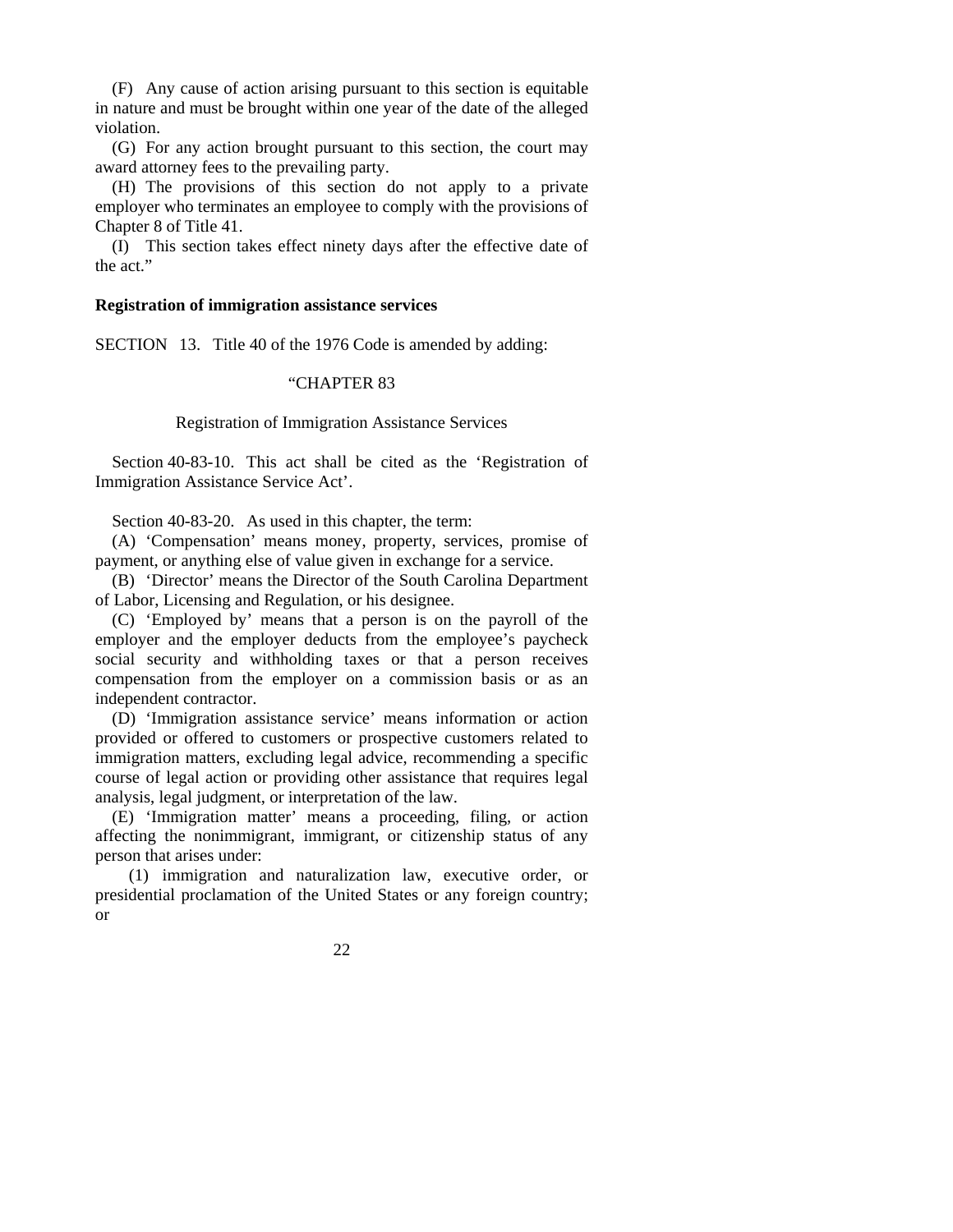(F) Any cause of action arising pursuant to this section is equitable in nature and must be brought within one year of the date of the alleged violation.

(G) For any action brought pursuant to this section, the court may award attorney fees to the prevailing party.

(H) The provisions of this section do not apply to a private employer who terminates an employee to comply with the provisions of Chapter 8 of Title 41.

(I) This section takes effect ninety days after the effective date of the act."

**Registration of immigration assistance services**

SECTION 13. Title 40 of the 1976 Code is amended by adding:

"CHAPTER 83

Registration of Immigration Assistance Services

Section 40-83-10. This act shall be cited as the 'Registration of Immigration Assistance Service Act'.

Section 40-83-20. As used in this chapter, the term:

(A) 'Compensation' means money, property, services, promise of payment, or anything else of value given in exchange for a service.

(B) 'Director' means the Director of the South Carolina Department of Labor, Licensing and Regulation, or his designee.

(C) 'Employed by' means that a person is on the payroll of the employer and the employer deducts from the employee's paycheck social security and withholding taxes or that a person receives compensation from the employer on a commission basis or as an independent contractor.

(D) 'Immigration assistance service' means information or action provided or offered to customers or prospective customers related to immigration matters, excluding legal advice, recommending a specific course of legal action or providing other assistance that requires legal analysis, legal judgment, or interpretation of the law.

(E) 'Immigration matter' means a proceeding, filing, or action affecting the nonimmigrant, immigrant, or citizenship status of any person that arises under:

(1) immigration and naturalization law, executive order, or presidential proclamation of the United States or any foreign country; or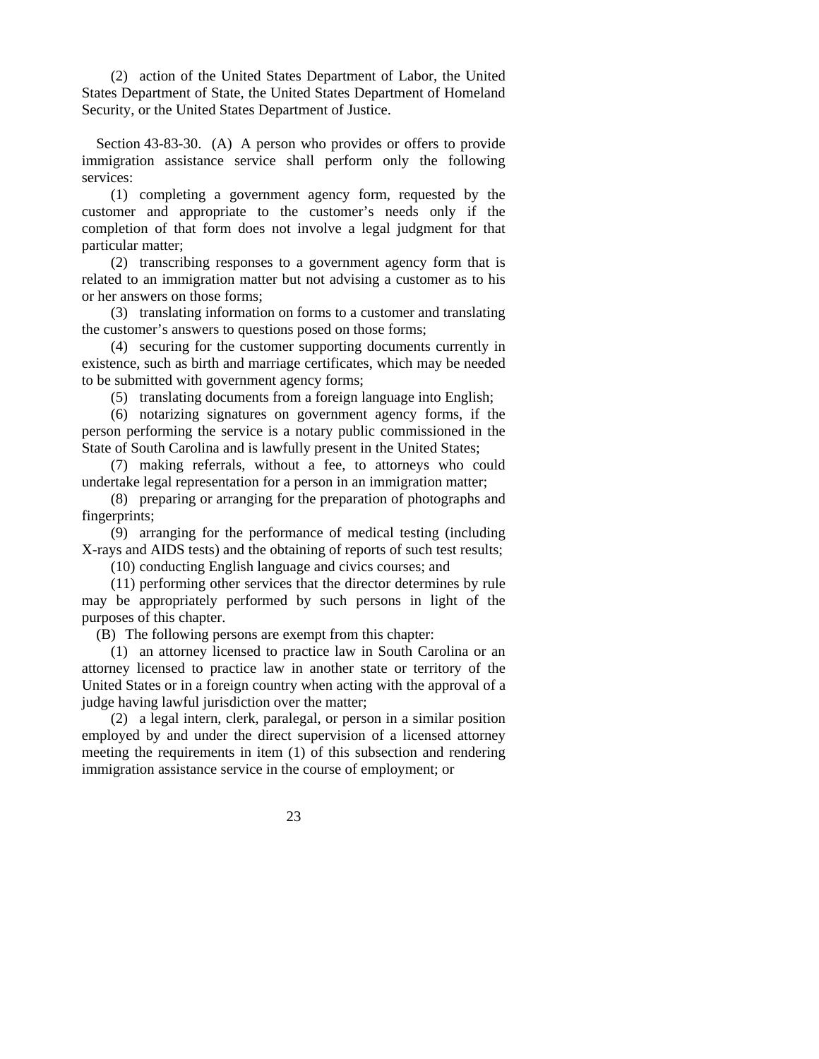(2) action of the United States Department of Labor, the United States Department of State, the United States Department of Homeland Security, or the United States Department of Justice.

Section 43-83-30. (A) A person who provides or offers to provide immigration assistance service shall perform only the following services:

(1) completing a government agency form, requested by the customer and appropriate to the customer's needs only if the completion of that form does not involve a legal judgment for that particular matter;

(2) transcribing responses to a government agency form that is related to an immigration matter but not advising a customer as to his or her answers on those forms;

(3) translating information on forms to a customer and translating the customer's answers to questions posed on those forms;

(4) securing for the customer supporting documents currently in existence, such as birth and marriage certificates, which may be needed to be submitted with government agency forms;

(5) translating documents from a foreign language into English;

(6) notarizing signatures on government agency forms, if the person performing the service is a notary public commissioned in the State of South Carolina and is lawfully present in the United States;

(7) making referrals, without a fee, to attorneys who could undertake legal representation for a person in an immigration matter;

(8) preparing or arranging for the preparation of photographs and fingerprints;

(9) arranging for the performance of medical testing (including X-rays and AIDS tests) and the obtaining of reports of such test results;

(10) conducting English language and civics courses; and

(11) performing other services that the director determines by rule may be appropriately performed by such persons in light of the purposes of this chapter.

(B) The following persons are exempt from this chapter:

(1) an attorney licensed to practice law in South Carolina or an attorney licensed to practice law in another state or territory of the United States or in a foreign country when acting with the approval of a judge having lawful jurisdiction over the matter;

(2) a legal intern, clerk, paralegal, or person in a similar position employed by and under the direct supervision of a licensed attorney meeting the requirements in item (1) of this subsection and rendering immigration assistance service in the course of employment; or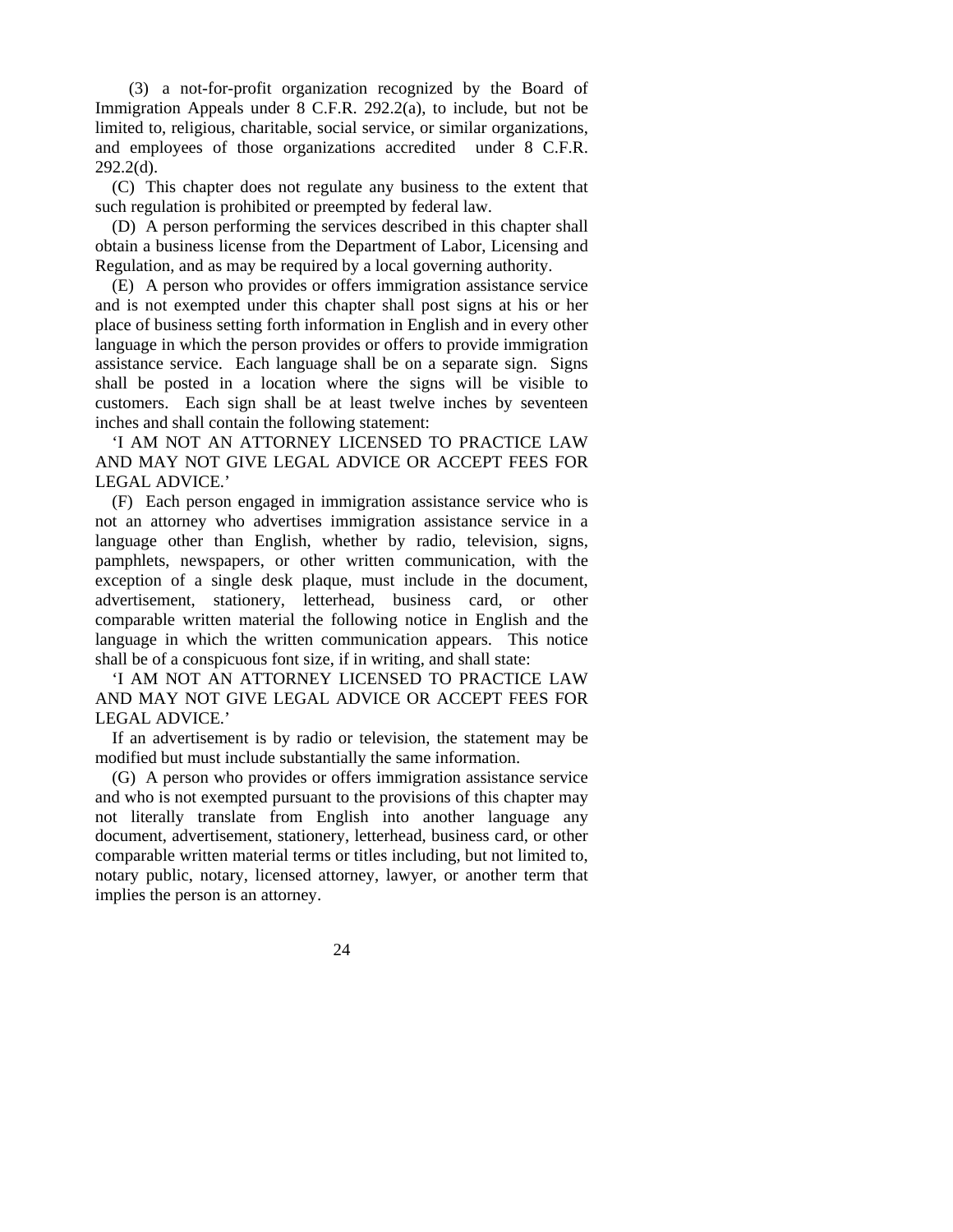(3) a not-for-profit organization recognized by the Board of Immigration Appeals under 8 C.F.R. 292.2(a), to include, but not be limited to, religious, charitable, social service, or similar organizations, and employees of those organizations accredited under 8 C.F.R. 292.2(d).

(C) This chapter does not regulate any business to the extent that such regulation is prohibited or preempted by federal law.

(D) A person performing the services described in this chapter shall obtain a business license from the Department of Labor, Licensing and Regulation, and as may be required by a local governing authority.

(E) A person who provides or offers immigration assistance service and is not exempted under this chapter shall post signs at his or her place of business setting forth information in English and in every other language in which the person provides or offers to provide immigration assistance service. Each language shall be on a separate sign. Signs shall be posted in a location where the signs will be visible to customers. Each sign shall be at least twelve inches by seventeen inches and shall contain the following statement:

'I AM NOT AN ATTORNEY LICENSED TO PRACTICE LAW AND MAY NOT GIVE LEGAL ADVICE OR ACCEPT FEES FOR LEGAL ADVICE.'

(F) Each person engaged in immigration assistance service who is not an attorney who advertises immigration assistance service in a language other than English, whether by radio, television, signs, pamphlets, newspapers, or other written communication, with the exception of a single desk plaque, must include in the document, advertisement, stationery, letterhead, business card, or other comparable written material the following notice in English and the language in which the written communication appears. This notice shall be of a conspicuous font size, if in writing, and shall state:

'I AM NOT AN ATTORNEY LICENSED TO PRACTICE LAW AND MAY NOT GIVE LEGAL ADVICE OR ACCEPT FEES FOR LEGAL ADVICE.'

If an advertisement is by radio or television, the statement may be modified but must include substantially the same information.

(G) A person who provides or offers immigration assistance service and who is not exempted pursuant to the provisions of this chapter may not literally translate from English into another language any document, advertisement, stationery, letterhead, business card, or other comparable written material terms or titles including, but not limited to, notary public, notary, licensed attorney, lawyer, or another term that implies the person is an attorney.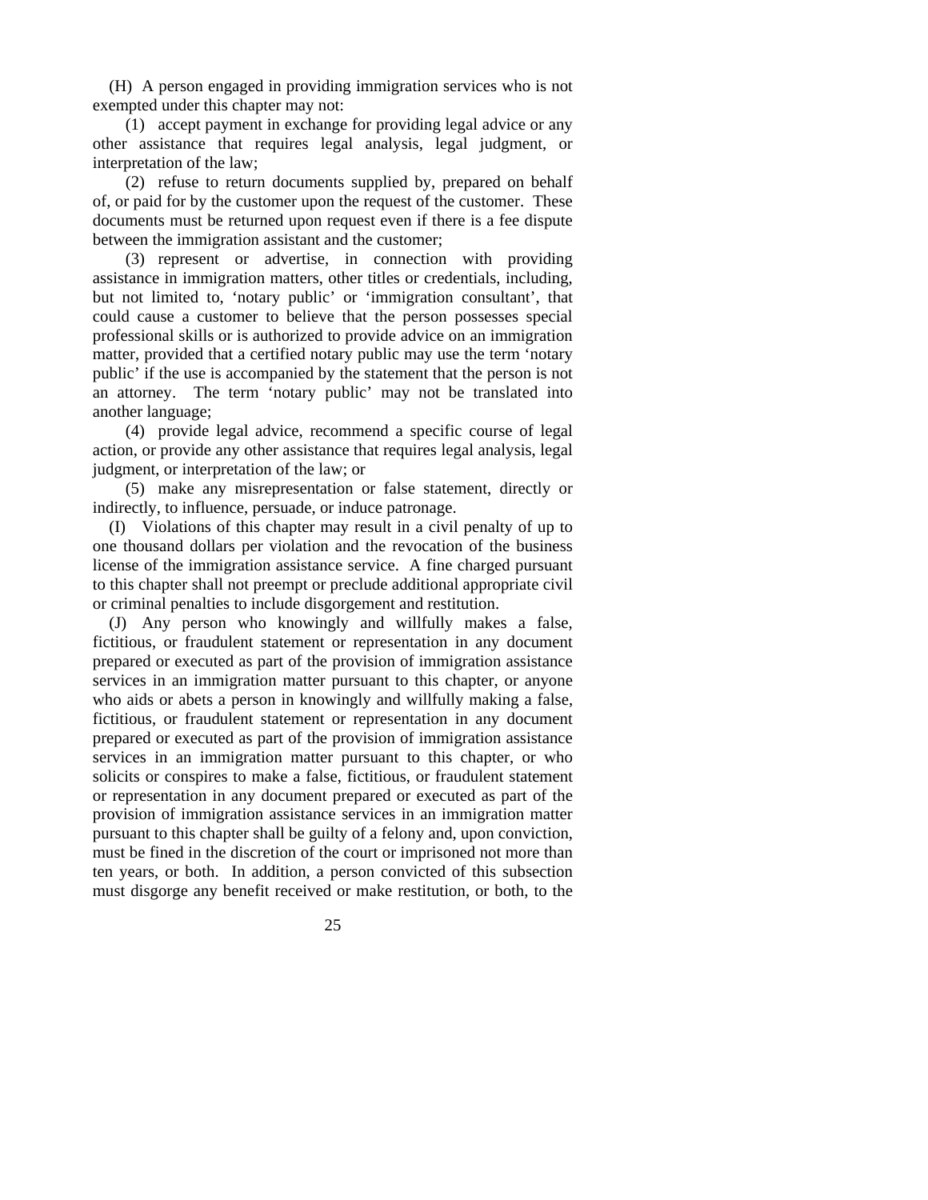(H) A person engaged in providing immigration services who is not exempted under this chapter may not:

(1) accept payment in exchange for providing legal advice or any other assistance that requires legal analysis, legal judgment, or interpretation of the law;

(2) refuse to return documents supplied by, prepared on behalf of, or paid for by the customer upon the request of the customer. These documents must be returned upon request even if there is a fee dispute between the immigration assistant and the customer;

(3) represent or advertise, in connection with providing assistance in immigration matters, other titles or credentials, including, but not limited to, 'notary public' or 'immigration consultant', that could cause a customer to believe that the person possesses special professional skills or is authorized to provide advice on an immigration matter, provided that a certified notary public may use the term 'notary public' if the use is accompanied by the statement that the person is not an attorney. The term 'notary public' may not be translated into another language;

(4) provide legal advice, recommend a specific course of legal action, or provide any other assistance that requires legal analysis, legal judgment, or interpretation of the law; or

(5) make any misrepresentation or false statement, directly or indirectly, to influence, persuade, or induce patronage.

(I) Violations of this chapter may result in a civil penalty of up to one thousand dollars per violation and the revocation of the business license of the immigration assistance service. A fine charged pursuant to this chapter shall not preempt or preclude additional appropriate civil or criminal penalties to include disgorgement and restitution.

(J) Any person who knowingly and willfully makes a false, fictitious, or fraudulent statement or representation in any document prepared or executed as part of the provision of immigration assistance services in an immigration matter pursuant to this chapter, or anyone who aids or abets a person in knowingly and willfully making a false, fictitious, or fraudulent statement or representation in any document prepared or executed as part of the provision of immigration assistance services in an immigration matter pursuant to this chapter, or who solicits or conspires to make a false, fictitious, or fraudulent statement or representation in any document prepared or executed as part of the provision of immigration assistance services in an immigration matter pursuant to this chapter shall be guilty of a felony and, upon conviction, must be fined in the discretion of the court or imprisoned not more than ten years, or both. In addition, a person convicted of this subsection must disgorge any benefit received or make restitution, or both, to the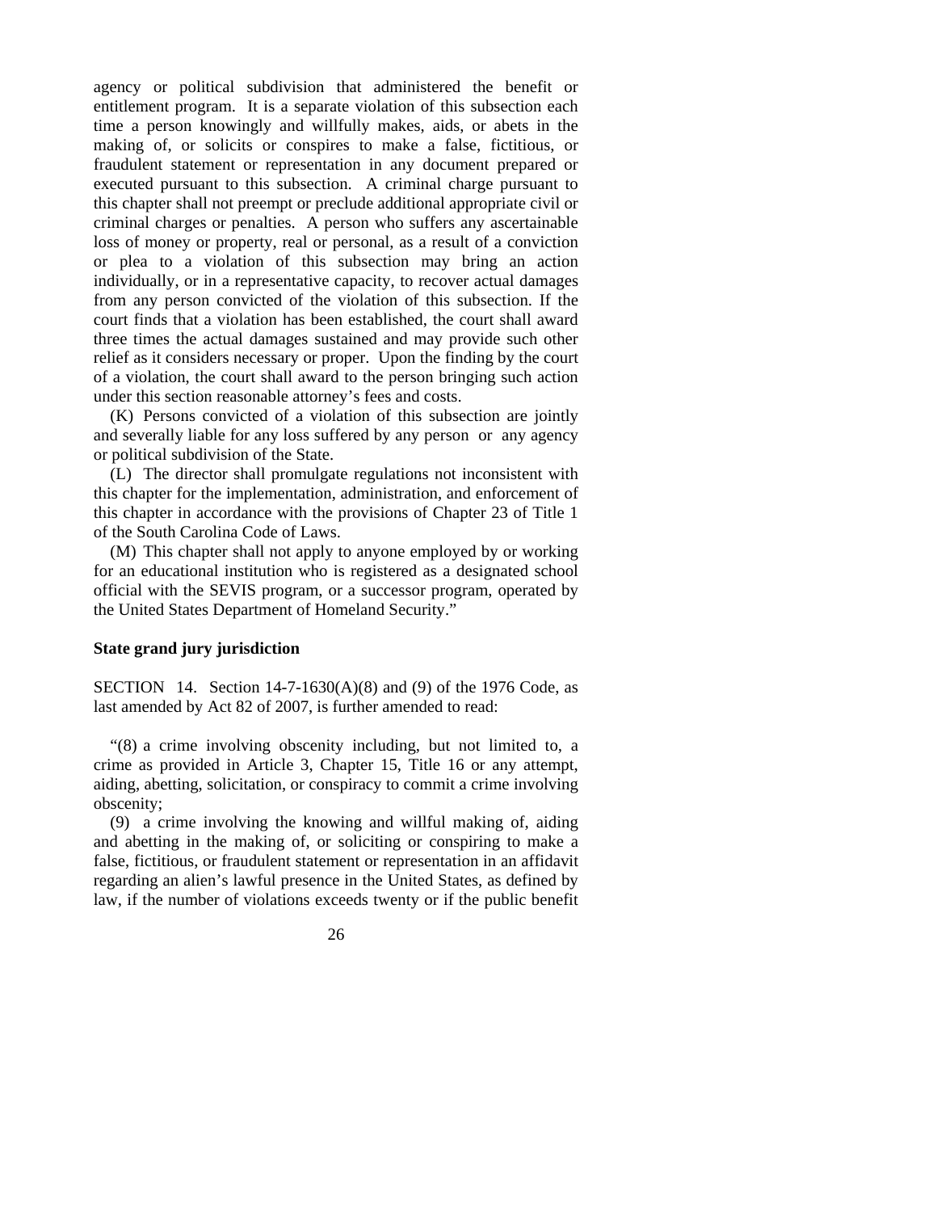agency or political subdivision that administered the benefit or entitlement program. It is a separate violation of this subsection each time a person knowingly and willfully makes, aids, or abets in the making of, or solicits or conspires to make a false, fictitious, or fraudulent statement or representation in any document prepared or executed pursuant to this subsection. A criminal charge pursuant to this chapter shall not preempt or preclude additional appropriate civil or criminal charges or penalties. A person who suffers any ascertainable loss of money or property, real or personal, as a result of a conviction or plea to a violation of this subsection may bring an action individually, or in a representative capacity, to recover actual damages from any person convicted of the violation of this subsection. If the court finds that a violation has been established, the court shall award three times the actual damages sustained and may provide such other relief as it considers necessary or proper. Upon the finding by the court of a violation, the court shall award to the person bringing such action under this section reasonable attorney's fees and costs.

(K) Persons convicted of a violation of this subsection are jointly and severally liable for any loss suffered by any person or any agency or political subdivision of the State.

(L) The director shall promulgate regulations not inconsistent with this chapter for the implementation, administration, and enforcement of this chapter in accordance with the provisions of Chapter 23 of Title 1 of the South Carolina Code of Laws.

(M) This chapter shall not apply to anyone employed by or working for an educational institution who is registered as a designated school official with the SEVIS program, or a successor program, operated by the United States Department of Homeland Security."

**State grand jury jurisdiction**

SECTION 14. Section 14-7-1630(A)(8) and (9) of the 1976 Code, as last amended by Act 82 of 2007, is further amended to read:

"(8) a crime involving obscenity including, but not limited to, a crime as provided in Article 3, Chapter 15, Title 16 or any attempt, aiding, abetting, solicitation, or conspiracy to commit a crime involving obscenity;

(9) a crime involving the knowing and willful making of, aiding and abetting in the making of, or soliciting or conspiring to make a false, fictitious, or fraudulent statement or representation in an affidavit regarding an alien's lawful presence in the United States, as defined by law, if the number of violations exceeds twenty or if the public benefit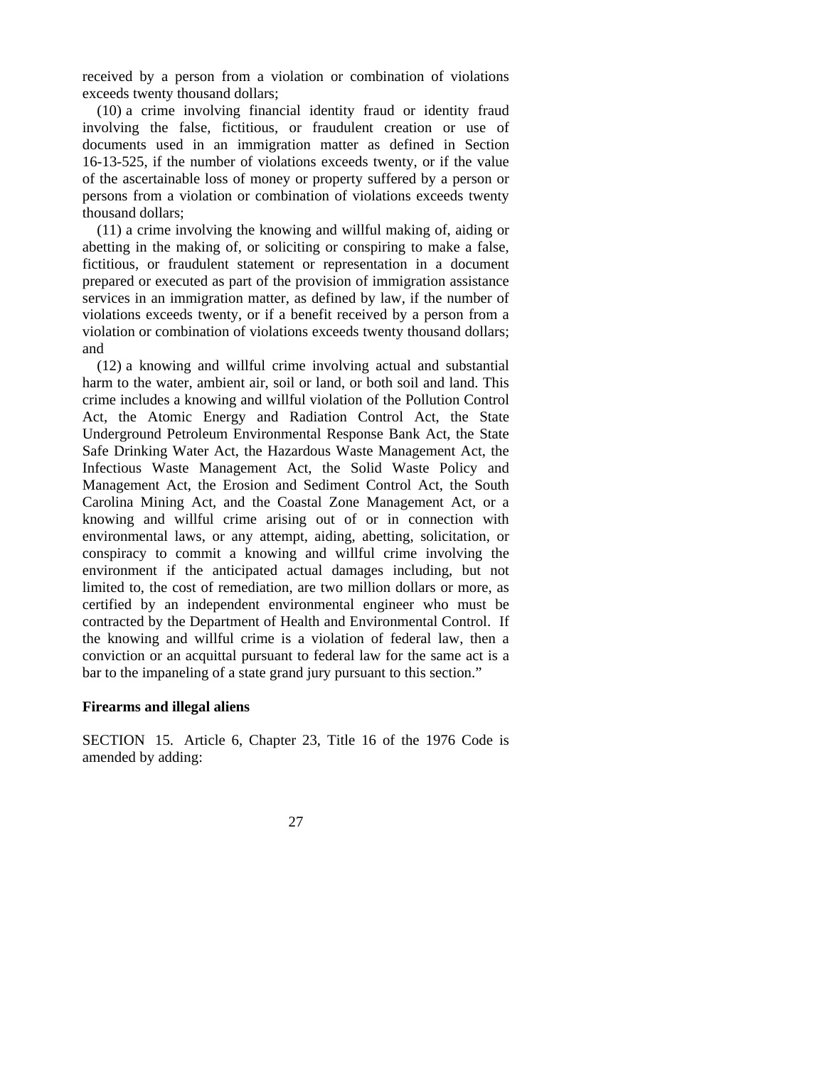received by a person from a violation or combination of violations exceeds twenty thousand dollars;

(10) a crime involving financial identity fraud or identity fraud involving the false, fictitious, or fraudulent creation or use of documents used in an immigration matter as defined in Section 16-13-525, if the number of violations exceeds twenty, or if the value of the ascertainable loss of money or property suffered by a person or persons from a violation or combination of violations exceeds twenty thousand dollars;

(11) a crime involving the knowing and willful making of, aiding or abetting in the making of, or soliciting or conspiring to make a false, fictitious, or fraudulent statement or representation in a document prepared or executed as part of the provision of immigration assistance services in an immigration matter, as defined by law, if the number of violations exceeds twenty, or if a benefit received by a person from a violation or combination of violations exceeds twenty thousand dollars; and

(12) a knowing and willful crime involving actual and substantial harm to the water, ambient air, soil or land, or both soil and land. This crime includes a knowing and willful violation of the Pollution Control Act, the Atomic Energy and Radiation Control Act, the State Underground Petroleum Environmental Response Bank Act, the State Safe Drinking Water Act, the Hazardous Waste Management Act, the Infectious Waste Management Act, the Solid Waste Policy and Management Act, the Erosion and Sediment Control Act, the South Carolina Mining Act, and the Coastal Zone Management Act, or a knowing and willful crime arising out of or in connection with environmental laws, or any attempt, aiding, abetting, solicitation, or conspiracy to commit a knowing and willful crime involving the environment if the anticipated actual damages including, but not limited to, the cost of remediation, are two million dollars or more, as certified by an independent environmental engineer who must be contracted by the Department of Health and Environmental Control. If the knowing and willful crime is a violation of federal law, then a conviction or an acquittal pursuant to federal law for the same act is a bar to the impaneling of a state grand jury pursuant to this section."

**Firearms and illegal aliens**

SECTION 15. Article 6, Chapter 23, Title 16 of the 1976 Code is amended by adding: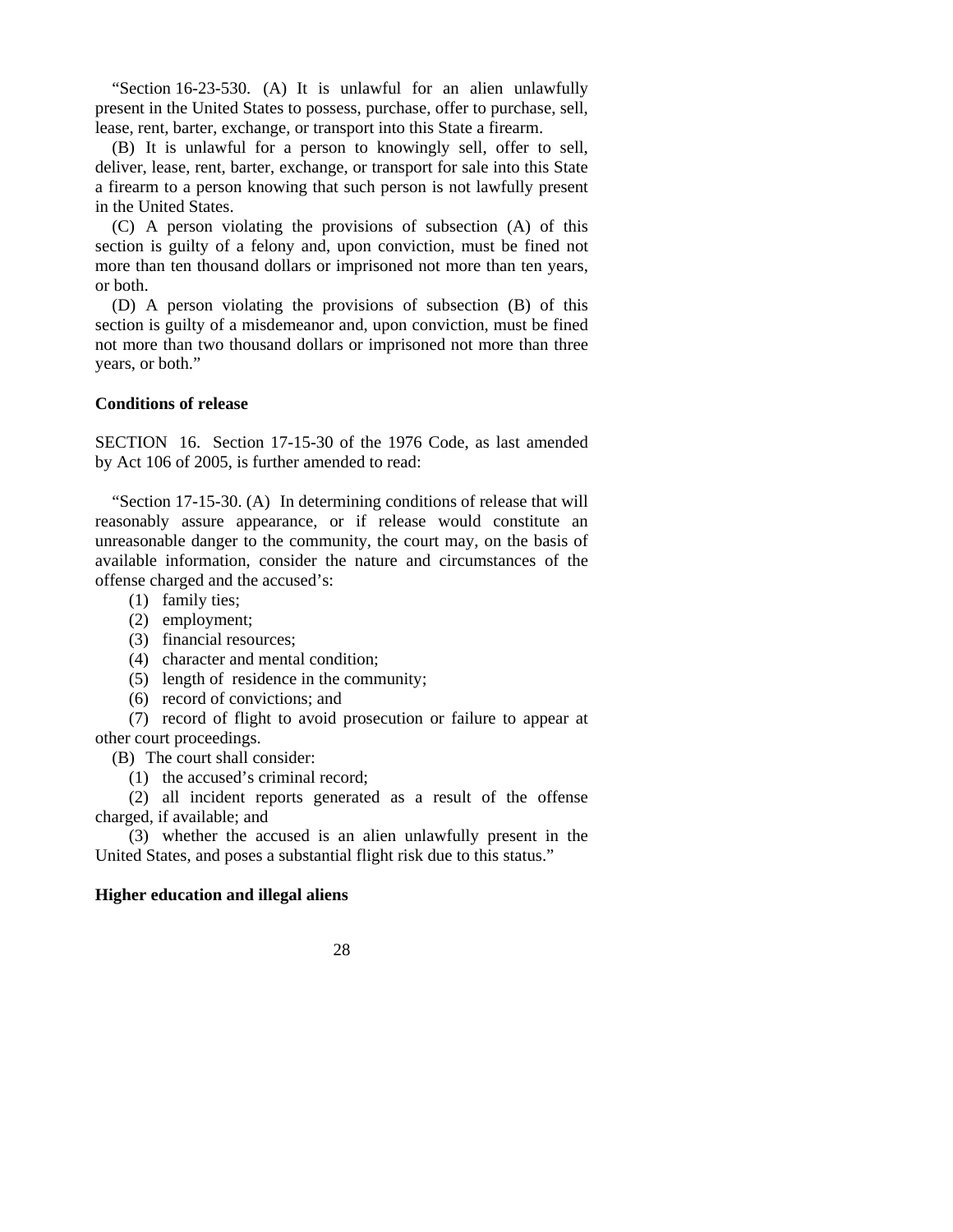"Section 16-23-530. (A) It is unlawful for an alien unlawfully present in the United States to possess, purchase, offer to purchase, sell, lease, rent, barter, exchange, or transport into this State a firearm.

(B) It is unlawful for a person to knowingly sell, offer to sell, deliver, lease, rent, barter, exchange, or transport for sale into this State a firearm to a person knowing that such person is not lawfully present in the United States.

(C) A person violating the provisions of subsection (A) of this section is guilty of a felony and, upon conviction, must be fined not more than ten thousand dollars or imprisoned not more than ten years, or both.

(D) A person violating the provisions of subsection (B) of this section is guilty of a misdemeanor and, upon conviction, must be fined not more than two thousand dollars or imprisoned not more than three years, or both."

**Conditions of release**

SECTION 16. Section 17-15-30 of the 1976 Code, as last amended by Act 106 of 2005, is further amended to read:

"Section 17-15-30. (A) In determining conditions of release that will reasonably assure appearance, or if release would constitute an unreasonable danger to the community, the court may, on the basis of available information, consider the nature and circumstances of the offense charged and the accused's:

(1) family ties;
(2) employment;
(3) financial resources;
(4) character and mental condition;
(5) length of residence in the community;
(6) record of convictions; and
(7) record of flight to avoid prosecution or failure to appear at other court proceedings.

(B) The court shall consider:

(1) the accused's criminal record;
(2) all incident reports generated as a result of the offense charged, if available; and
(3) whether the accused is an alien unlawfully present in the United States, and poses a substantial flight risk due to this status."

**Higher education and illegal aliens**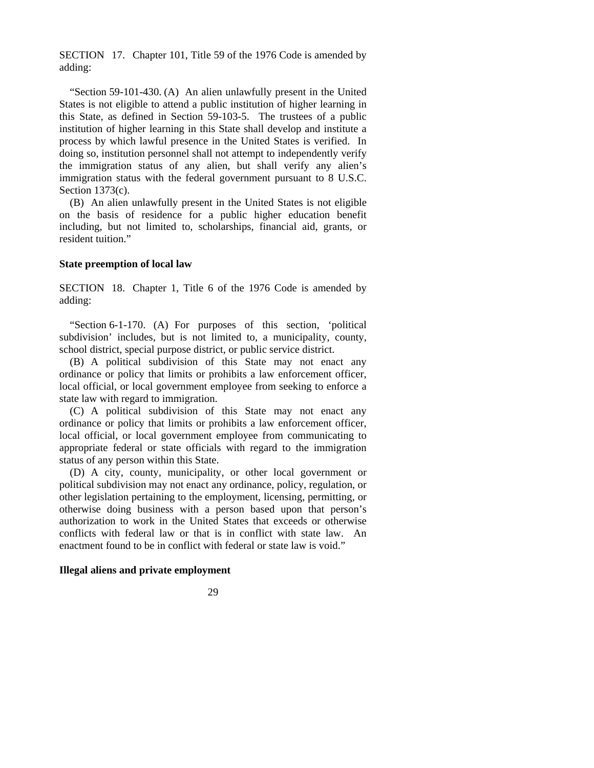SECTION 17. Chapter 101, Title 59 of the 1976 Code is amended by adding:

"Section 59-101-430. (A) An alien unlawfully present in the United States is not eligible to attend a public institution of higher learning in this State, as defined in Section 59-103-5. The trustees of a public institution of higher learning in this State shall develop and institute a process by which lawful presence in the United States is verified. In doing so, institution personnel shall not attempt to independently verify the immigration status of any alien, but shall verify any alien's immigration status with the federal government pursuant to 8 U.S.C. Section 1373(c).

(B) An alien unlawfully present in the United States is not eligible on the basis of residence for a public higher education benefit including, but not limited to, scholarships, financial aid, grants, or resident tuition."

**State preemption of local law**

SECTION 18. Chapter 1, Title 6 of the 1976 Code is amended by adding:

"Section 6-1-170. (A) For purposes of this section, 'political subdivision' includes, but is not limited to, a municipality, county, school district, special purpose district, or public service district.

(B) A political subdivision of this State may not enact any ordinance or policy that limits or prohibits a law enforcement officer, local official, or local government employee from seeking to enforce a state law with regard to immigration.

(C) A political subdivision of this State may not enact any ordinance or policy that limits or prohibits a law enforcement officer, local official, or local government employee from communicating to appropriate federal or state officials with regard to the immigration status of any person within this State.

(D) A city, county, municipality, or other local government or political subdivision may not enact any ordinance, policy, regulation, or other legislation pertaining to the employment, licensing, permitting, or otherwise doing business with a person based upon that person's authorization to work in the United States that exceeds or otherwise conflicts with federal law or that is in conflict with state law. An enactment found to be in conflict with federal or state law is void."

**Illegal aliens and private employment**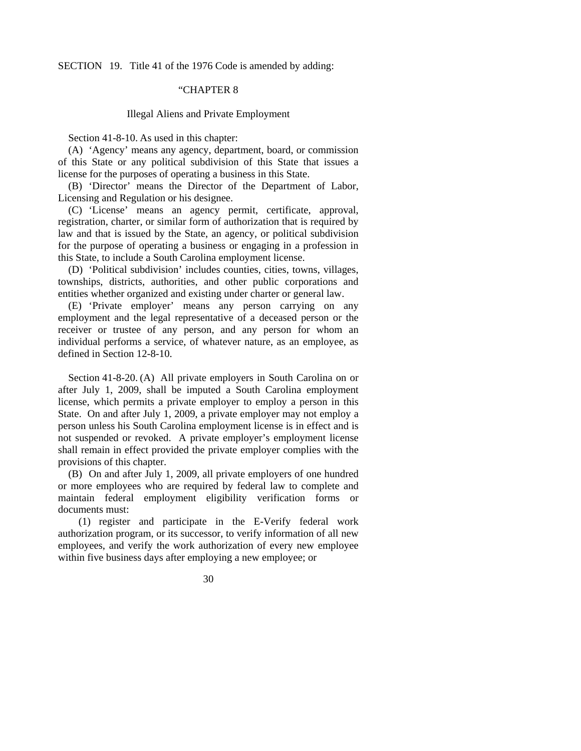SECTION 19. Title 41 of the 1976 Code is amended by adding:

"CHAPTER 8

Illegal Aliens and Private Employment

Section 41-8-10. As used in this chapter:

(A) 'Agency' means any agency, department, board, or commission of this State or any political subdivision of this State that issues a license for the purposes of operating a business in this State.

(B) 'Director' means the Director of the Department of Labor, Licensing and Regulation or his designee.

(C) 'License' means an agency permit, certificate, approval, registration, charter, or similar form of authorization that is required by law and that is issued by the State, an agency, or political subdivision for the purpose of operating a business or engaging in a profession in this State, to include a South Carolina employment license.

(D) 'Political subdivision' includes counties, cities, towns, villages, townships, districts, authorities, and other public corporations and entities whether organized and existing under charter or general law.

(E) 'Private employer' means any person carrying on any employment and the legal representative of a deceased person or the receiver or trustee of any person, and any person for whom an individual performs a service, of whatever nature, as an employee, as defined in Section 12-8-10.

Section 41-8-20. (A) All private employers in South Carolina on or after July 1, 2009, shall be imputed a South Carolina employment license, which permits a private employer to employ a person in this State. On and after July 1, 2009, a private employer may not employ a person unless his South Carolina employment license is in effect and is not suspended or revoked. A private employer's employment license shall remain in effect provided the private employer complies with the provisions of this chapter.

(B) On and after July 1, 2009, all private employers of one hundred or more employees who are required by federal law to complete and maintain federal employment eligibility verification forms or documents must:

(1) register and participate in the E-Verify federal work authorization program, or its successor, to verify information of all new employees, and verify the work authorization of every new employee within five business days after employing a new employee; or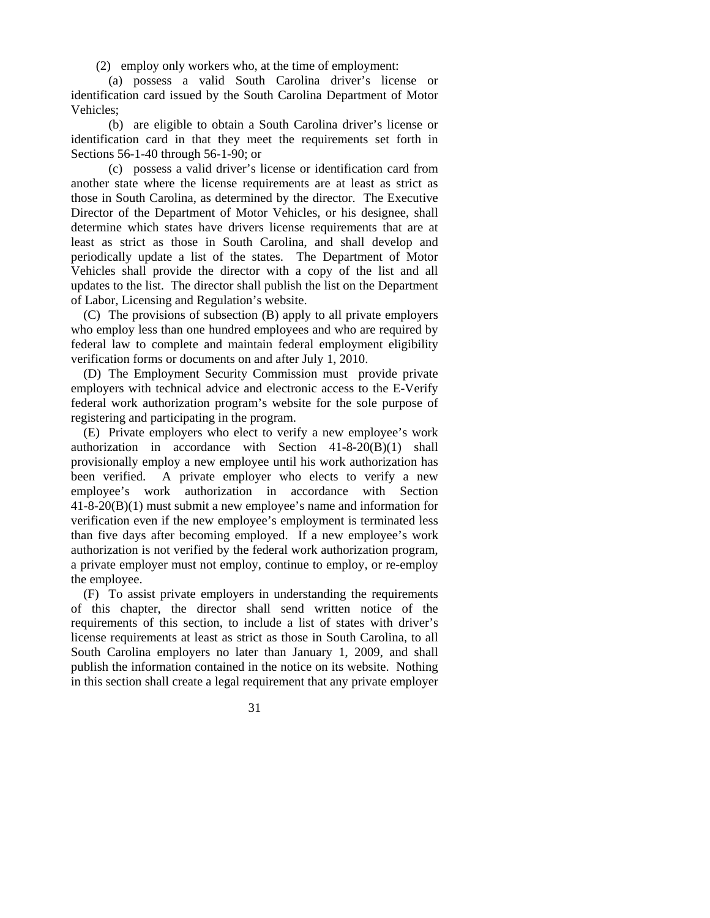(2) employ only workers who, at the time of employment:

(a) possess a valid South Carolina driver's license or identification card issued by the South Carolina Department of Motor Vehicles;

(b) are eligible to obtain a South Carolina driver's license or identification card in that they meet the requirements set forth in Sections 56-1-40 through 56-1-90; or

(c) possess a valid driver's license or identification card from another state where the license requirements are at least as strict as those in South Carolina, as determined by the director. The Executive Director of the Department of Motor Vehicles, or his designee, shall determine which states have drivers license requirements that are at least as strict as those in South Carolina, and shall develop and periodically update a list of the states. The Department of Motor Vehicles shall provide the director with a copy of the list and all updates to the list. The director shall publish the list on the Department of Labor, Licensing and Regulation's website.

(C) The provisions of subsection (B) apply to all private employers who employ less than one hundred employees and who are required by federal law to complete and maintain federal employment eligibility verification forms or documents on and after July 1, 2010.

(D) The Employment Security Commission must provide private employers with technical advice and electronic access to the E-Verify federal work authorization program's website for the sole purpose of registering and participating in the program.

(E) Private employers who elect to verify a new employee's work authorization in accordance with Section 41-8-20(B)(1) shall provisionally employ a new employee until his work authorization has been verified. A private employer who elects to verify a new employee's work authorization in accordance with Section 41-8-20(B)(1) must submit a new employee's name and information for verification even if the new employee's employment is terminated less than five days after becoming employed. If a new employee's work authorization is not verified by the federal work authorization program, a private employer must not employ, continue to employ, or re-employ the employee.

(F) To assist private employers in understanding the requirements of this chapter, the director shall send written notice of the requirements of this section, to include a list of states with driver's license requirements at least as strict as those in South Carolina, to all South Carolina employers no later than January 1, 2009, and shall publish the information contained in the notice on its website. Nothing in this section shall create a legal requirement that any private employer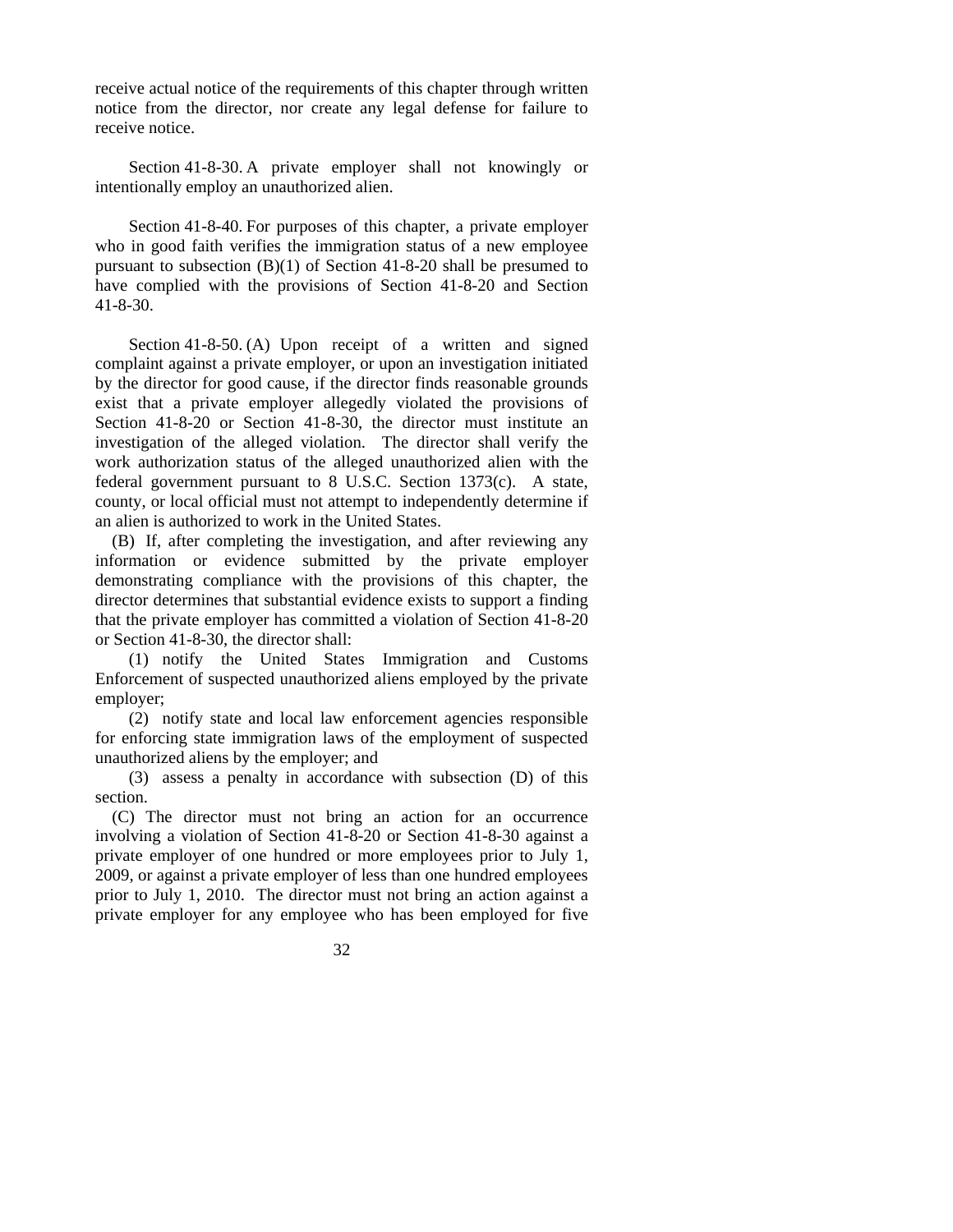receive actual notice of the requirements of this chapter through written notice from the director, nor create any legal defense for failure to receive notice.

Section 41-8-30. A private employer shall not knowingly or intentionally employ an unauthorized alien.

Section 41-8-40. For purposes of this chapter, a private employer who in good faith verifies the immigration status of a new employee pursuant to subsection (B)(1) of Section 41-8-20 shall be presumed to have complied with the provisions of Section 41-8-20 and Section 41-8-30.

Section 41-8-50. (A) Upon receipt of a written and signed complaint against a private employer, or upon an investigation initiated by the director for good cause, if the director finds reasonable grounds exist that a private employer allegedly violated the provisions of Section 41-8-20 or Section 41-8-30, the director must institute an investigation of the alleged violation. The director shall verify the work authorization status of the alleged unauthorized alien with the federal government pursuant to 8 U.S.C. Section 1373(c). A state, county, or local official must not attempt to independently determine if an alien is authorized to work in the United States.

(B) If, after completing the investigation, and after reviewing any information or evidence submitted by the private employer demonstrating compliance with the provisions of this chapter, the director determines that substantial evidence exists to support a finding that the private employer has committed a violation of Section 41-8-20 or Section 41-8-30, the director shall:

(1) notify the United States Immigration and Customs Enforcement of suspected unauthorized aliens employed by the private employer;

(2) notify state and local law enforcement agencies responsible for enforcing state immigration laws of the employment of suspected unauthorized aliens by the employer; and

(3) assess a penalty in accordance with subsection (D) of this section.

(C) The director must not bring an action for an occurrence involving a violation of Section 41-8-20 or Section 41-8-30 against a private employer of one hundred or more employees prior to July 1, 2009, or against a private employer of less than one hundred employees prior to July 1, 2010. The director must not bring an action against a private employer for any employee who has been employed for five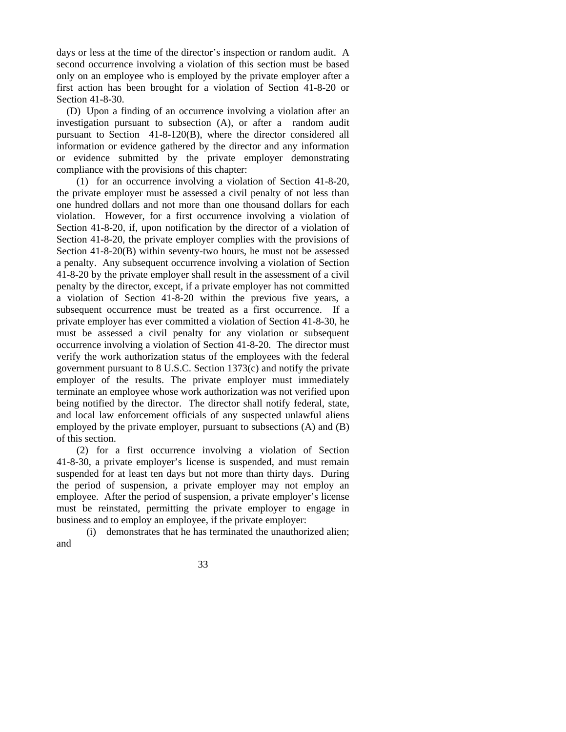days or less at the time of the director's inspection or random audit. A second occurrence involving a violation of this section must be based only on an employee who is employed by the private employer after a first action has been brought for a violation of Section 41-8-20 or Section 41-8-30.

(D) Upon a finding of an occurrence involving a violation after an investigation pursuant to subsection (A), or after a random audit pursuant to Section 41-8-120(B), where the director considered all information or evidence gathered by the director and any information or evidence submitted by the private employer demonstrating compliance with the provisions of this chapter:

(1) for an occurrence involving a violation of Section 41-8-20, the private employer must be assessed a civil penalty of not less than one hundred dollars and not more than one thousand dollars for each violation. However, for a first occurrence involving a violation of Section 41-8-20, if, upon notification by the director of a violation of Section 41-8-20, the private employer complies with the provisions of Section 41-8-20(B) within seventy-two hours, he must not be assessed a penalty. Any subsequent occurrence involving a violation of Section 41-8-20 by the private employer shall result in the assessment of a civil penalty by the director, except, if a private employer has not committed a violation of Section 41-8-20 within the previous five years, a subsequent occurrence must be treated as a first occurrence. If a private employer has ever committed a violation of Section 41-8-30, he must be assessed a civil penalty for any violation or subsequent occurrence involving a violation of Section 41-8-20. The director must verify the work authorization status of the employees with the federal government pursuant to 8 U.S.C. Section 1373(c) and notify the private employer of the results. The private employer must immediately terminate an employee whose work authorization was not verified upon being notified by the director. The director shall notify federal, state, and local law enforcement officials of any suspected unlawful aliens employed by the private employer, pursuant to subsections (A) and (B) of this section.

(2) for a first occurrence involving a violation of Section 41-8-30, a private employer's license is suspended, and must remain suspended for at least ten days but not more than thirty days. During the period of suspension, a private employer may not employ an employee. After the period of suspension, a private employer's license must be reinstated, permitting the private employer to engage in business and to employ an employee, if the private employer:

(i) demonstrates that he has terminated the unauthorized alien; and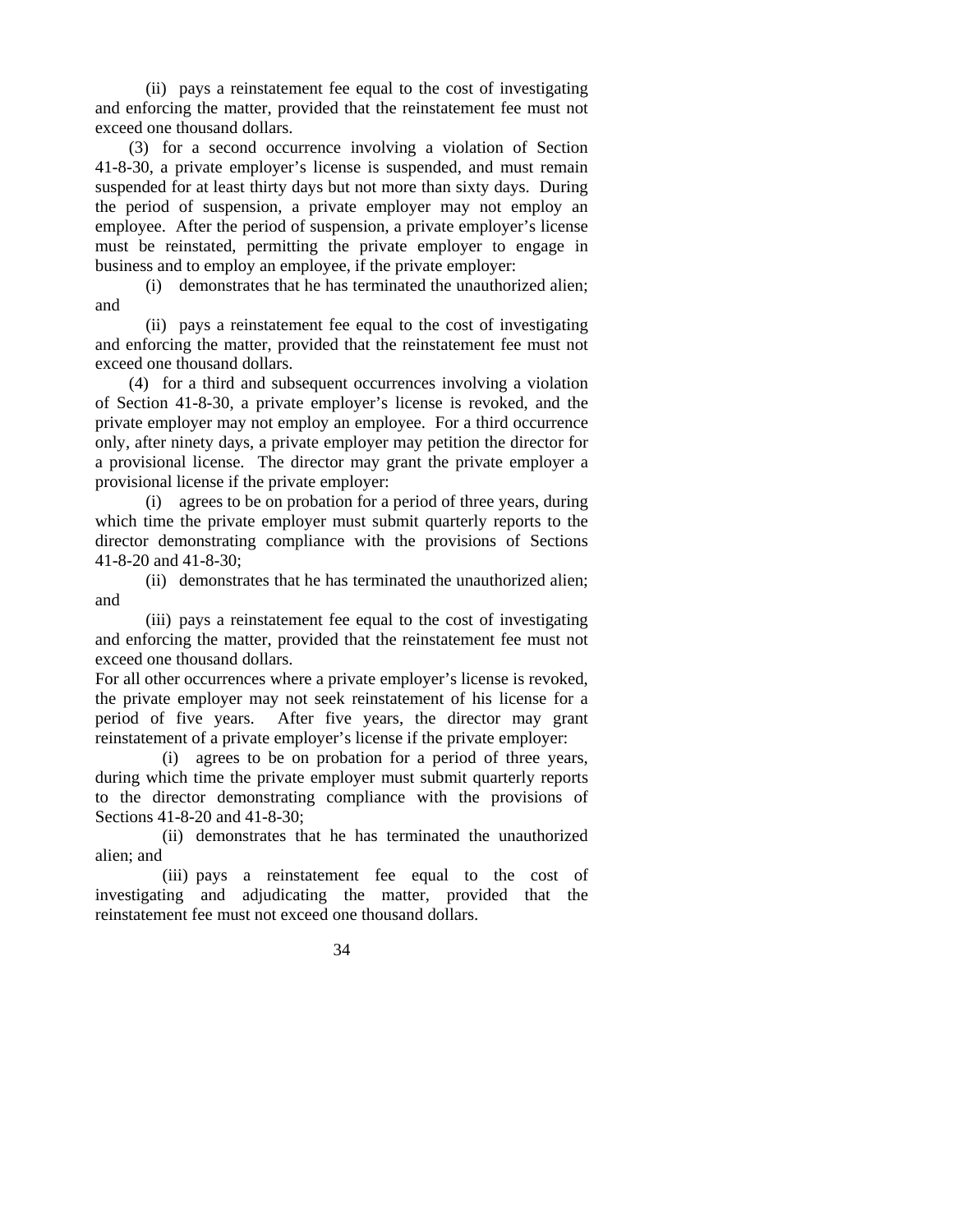(ii) pays a reinstatement fee equal to the cost of investigating and enforcing the matter, provided that the reinstatement fee must not exceed one thousand dollars.

(3) for a second occurrence involving a violation of Section 41-8-30, a private employer's license is suspended, and must remain suspended for at least thirty days but not more than sixty days. During the period of suspension, a private employer may not employ an employee. After the period of suspension, a private employer's license must be reinstated, permitting the private employer to engage in business and to employ an employee, if the private employer:

(i) demonstrates that he has terminated the unauthorized alien; and

(ii) pays a reinstatement fee equal to the cost of investigating and enforcing the matter, provided that the reinstatement fee must not exceed one thousand dollars.

(4) for a third and subsequent occurrences involving a violation of Section 41-8-30, a private employer's license is revoked, and the private employer may not employ an employee. For a third occurrence only, after ninety days, a private employer may petition the director for a provisional license. The director may grant the private employer a provisional license if the private employer:

(i) agrees to be on probation for a period of three years, during which time the private employer must submit quarterly reports to the director demonstrating compliance with the provisions of Sections 41-8-20 and 41-8-30;

(ii) demonstrates that he has terminated the unauthorized alien; and

(iii) pays a reinstatement fee equal to the cost of investigating and enforcing the matter, provided that the reinstatement fee must not exceed one thousand dollars.

For all other occurrences where a private employer's license is revoked, the private employer may not seek reinstatement of his license for a period of five years. After five years, the director may grant reinstatement of a private employer's license if the private employer:

(i) agrees to be on probation for a period of three years, during which time the private employer must submit quarterly reports to the director demonstrating compliance with the provisions of Sections 41-8-20 and 41-8-30;

(ii) demonstrates that he has terminated the unauthorized alien; and

(iii) pays a reinstatement fee equal to the cost of investigating and adjudicating the matter, provided that the reinstatement fee must not exceed one thousand dollars.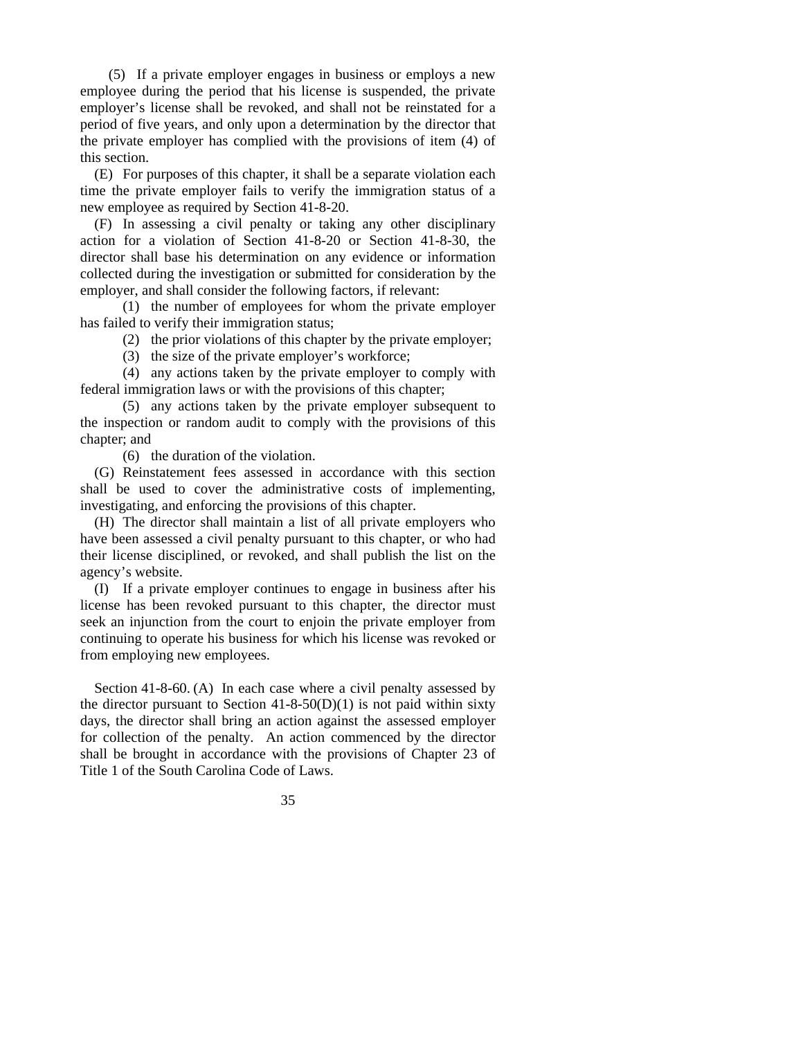(5) If a private employer engages in business or employs a new employee during the period that his license is suspended, the private employer's license shall be revoked, and shall not be reinstated for a period of five years, and only upon a determination by the director that the private employer has complied with the provisions of item (4) of this section.

(E) For purposes of this chapter, it shall be a separate violation each time the private employer fails to verify the immigration status of a new employee as required by Section 41-8-20.

(F) In assessing a civil penalty or taking any other disciplinary action for a violation of Section 41-8-20 or Section 41-8-30, the director shall base his determination on any evidence or information collected during the investigation or submitted for consideration by the employer, and shall consider the following factors, if relevant:

(1) the number of employees for whom the private employer has failed to verify their immigration status;

(2) the prior violations of this chapter by the private employer;

(3) the size of the private employer's workforce;

(4) any actions taken by the private employer to comply with federal immigration laws or with the provisions of this chapter;

(5) any actions taken by the private employer subsequent to the inspection or random audit to comply with the provisions of this chapter; and

(6) the duration of the violation.

(G) Reinstatement fees assessed in accordance with this section shall be used to cover the administrative costs of implementing, investigating, and enforcing the provisions of this chapter.

(H) The director shall maintain a list of all private employers who have been assessed a civil penalty pursuant to this chapter, or who had their license disciplined, or revoked, and shall publish the list on the agency's website.

(I) If a private employer continues to engage in business after his license has been revoked pursuant to this chapter, the director must seek an injunction from the court to enjoin the private employer from continuing to operate his business for which his license was revoked or from employing new employees.

Section 41-8-60. (A) In each case where a civil penalty assessed by the director pursuant to Section 41-8-50(D)(1) is not paid within sixty days, the director shall bring an action against the assessed employer for collection of the penalty. An action commenced by the director shall be brought in accordance with the provisions of Chapter 23 of Title 1 of the South Carolina Code of Laws.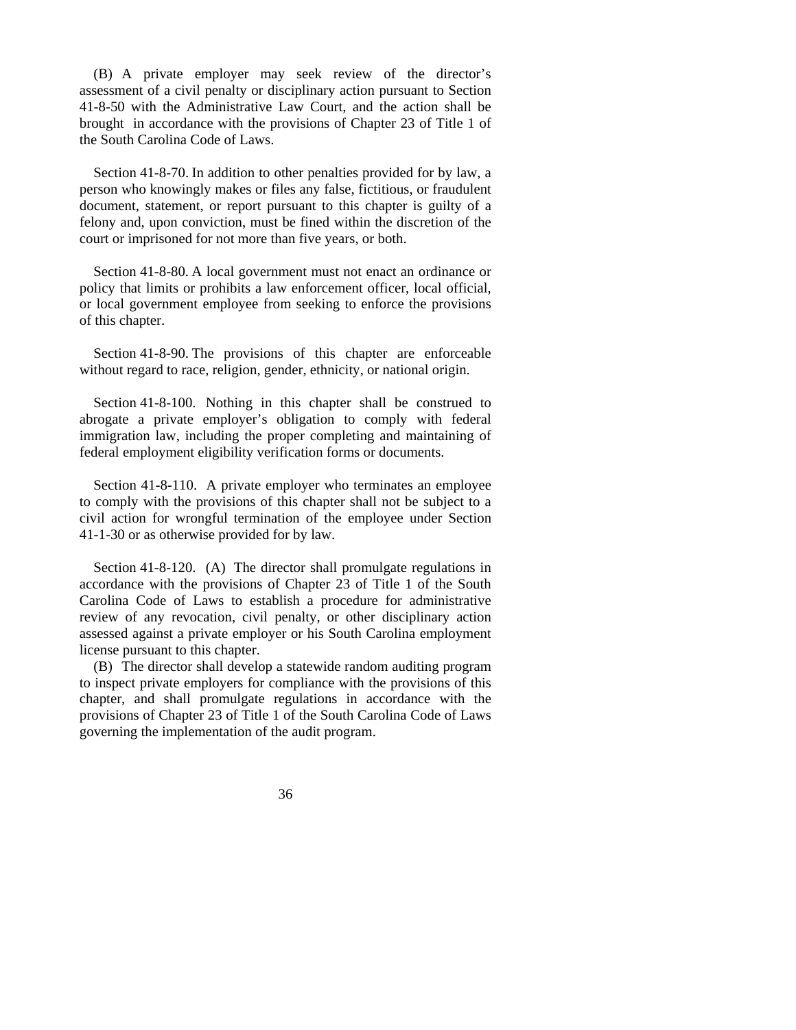(B) A private employer may seek review of the director's assessment of a civil penalty or disciplinary action pursuant to Section 41-8-50 with the Administrative Law Court, and the action shall be brought in accordance with the provisions of Chapter 23 of Title 1 of the South Carolina Code of Laws.

Section 41-8-70. In addition to other penalties provided for by law, a person who knowingly makes or files any false, fictitious, or fraudulent document, statement, or report pursuant to this chapter is guilty of a felony and, upon conviction, must be fined within the discretion of the court or imprisoned for not more than five years, or both.

Section 41-8-80. A local government must not enact an ordinance or policy that limits or prohibits a law enforcement officer, local official, or local government employee from seeking to enforce the provisions of this chapter.

Section 41-8-90. The provisions of this chapter are enforceable without regard to race, religion, gender, ethnicity, or national origin.

Section 41-8-100. Nothing in this chapter shall be construed to abrogate a private employer's obligation to comply with federal immigration law, including the proper completing and maintaining of federal employment eligibility verification forms or documents.

Section 41-8-110. A private employer who terminates an employee to comply with the provisions of this chapter shall not be subject to a civil action for wrongful termination of the employee under Section 41-1-30 or as otherwise provided for by law.

Section 41-8-120. (A) The director shall promulgate regulations in accordance with the provisions of Chapter 23 of Title 1 of the South Carolina Code of Laws to establish a procedure for administrative review of any revocation, civil penalty, or other disciplinary action assessed against a private employer or his South Carolina employment license pursuant to this chapter.

(B) The director shall develop a statewide random auditing program to inspect private employers for compliance with the provisions of this chapter, and shall promulgate regulations in accordance with the provisions of Chapter 23 of Title 1 of the South Carolina Code of Laws governing the implementation of the audit program.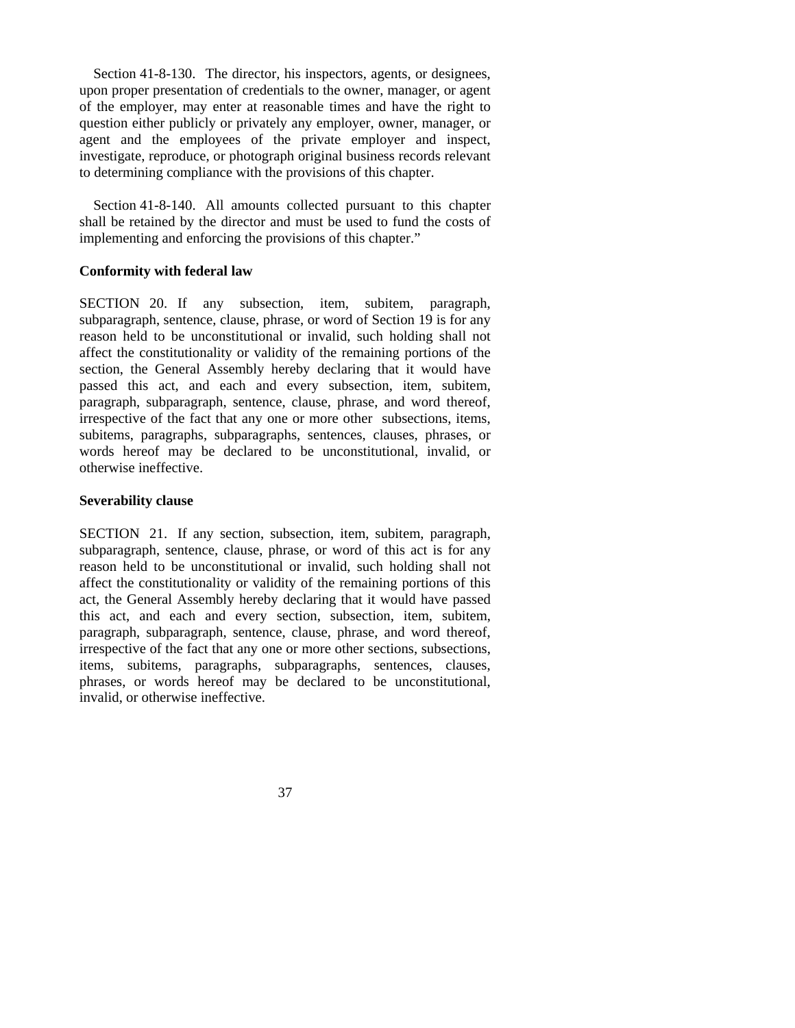Section 41-8-130. The director, his inspectors, agents, or designees, upon proper presentation of credentials to the owner, manager, or agent of the employer, may enter at reasonable times and have the right to question either publicly or privately any employer, owner, manager, or agent and the employees of the private employer and inspect, investigate, reproduce, or photograph original business records relevant to determining compliance with the provisions of this chapter.

Section 41-8-140. All amounts collected pursuant to this chapter shall be retained by the director and must be used to fund the costs of implementing and enforcing the provisions of this chapter."

**Conformity with federal law**

SECTION 20. If any subsection, item, subitem, paragraph, subparagraph, sentence, clause, phrase, or word of Section 19 is for any reason held to be unconstitutional or invalid, such holding shall not affect the constitutionality or validity of the remaining portions of the section, the General Assembly hereby declaring that it would have passed this act, and each and every subsection, item, subitem, paragraph, subparagraph, sentence, clause, phrase, and word thereof, irrespective of the fact that any one or more other subsections, items, subitems, paragraphs, subparagraphs, sentences, clauses, phrases, or words hereof may be declared to be unconstitutional, invalid, or otherwise ineffective.

**Severability clause**

SECTION 21. If any section, subsection, item, subitem, paragraph, subparagraph, sentence, clause, phrase, or word of this act is for any reason held to be unconstitutional or invalid, such holding shall not affect the constitutionality or validity of the remaining portions of this act, the General Assembly hereby declaring that it would have passed this act, and each and every section, subsection, item, subitem, paragraph, subparagraph, sentence, clause, phrase, and word thereof, irrespective of the fact that any one or more other sections, subsections, items, subitems, paragraphs, subparagraphs, sentences, clauses, phrases, or words hereof may be declared to be unconstitutional, invalid, or otherwise ineffective.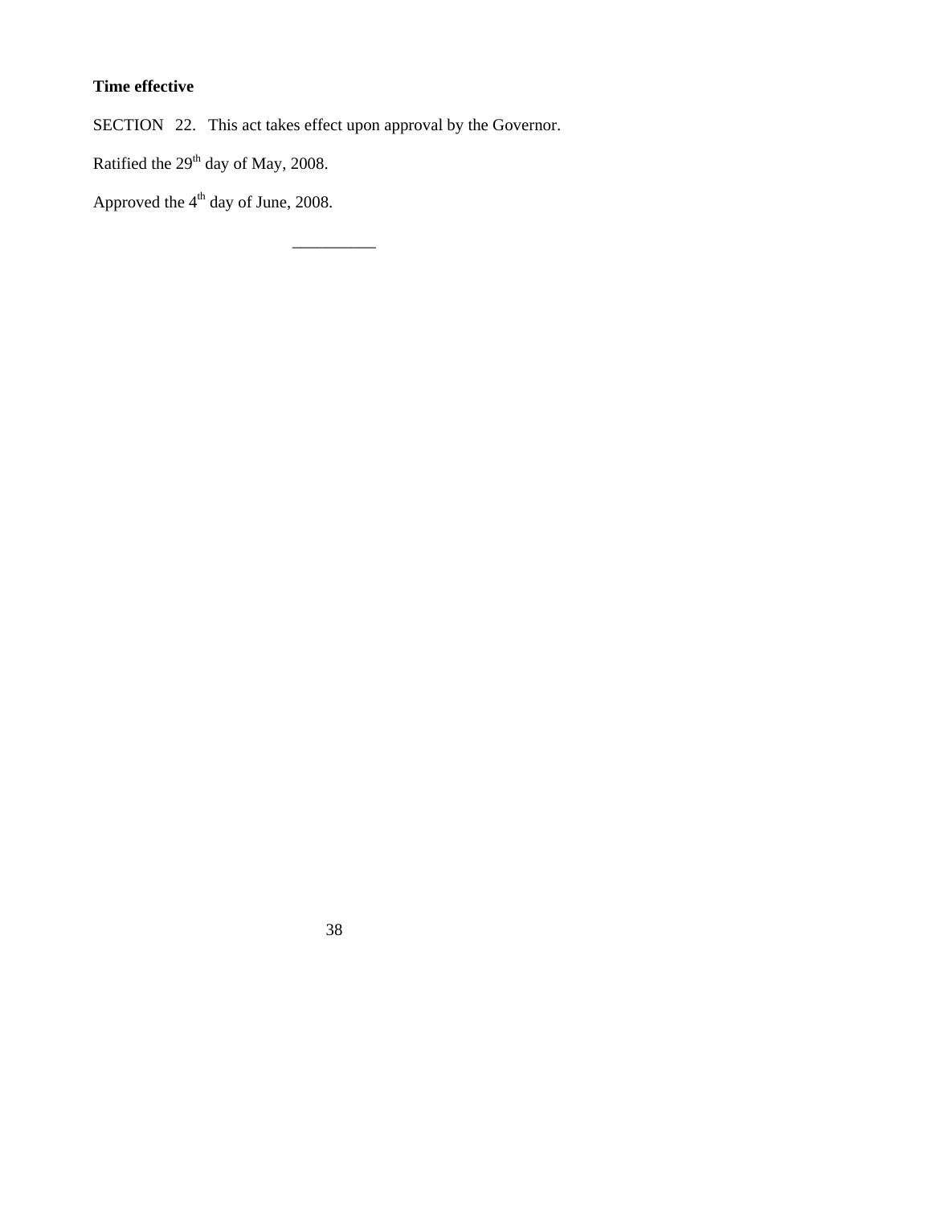**Time effective**

SECTION 22. This act takes effect upon approval by the Governor.

Ratified the 29th day of May, 2008.

Approved the 4th day of June, 2008.

__________